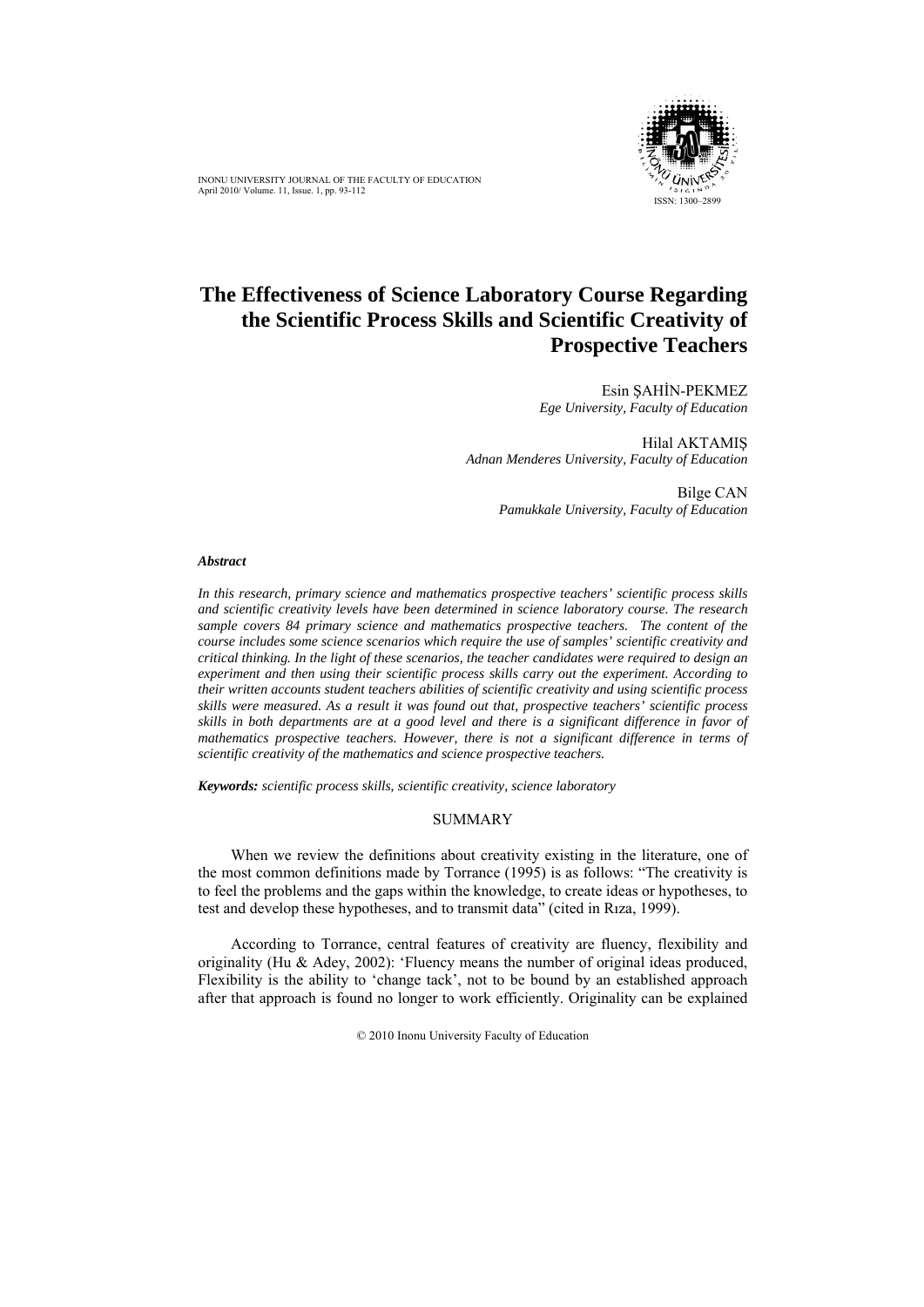# The Effectiveness of Science Laboratory Course Regarding the Scientific Process Skills and Scientific Creativity of Prospective Teachers

Esin ŞAHİN-PEKMEZ
*Ege University, Faculty of Education*

Hilal AKTAMIŞ
*Adnan Menderes University, Faculty of Education*

Bilge CAN
*Pamukkale University, Faculty of Education*

***Abstract***

*In this research, primary science and mathematics prospective teachers' scientific process skills and scientific creativity levels have been determined in science laboratory course. The research sample covers 84 primary science and mathematics prospective teachers. The content of the course includes some science scenarios which require the use of samples' scientific creativity and critical thinking. In the light of these scenarios, the teacher candidates were required to design an experiment and then using their scientific process skills carry out the experiment. According to their written accounts student teachers abilities of scientific creativity and using scientific process skills were measured. As a result it was found out that, prospective teachers' scientific process skills in both departments are at a good level and there is a significant difference in favor of mathematics prospective teachers. However, there is not a significant difference in terms of scientific creativity of the mathematics and science prospective teachers.*

***Keywords:*** *scientific process skills, scientific creativity, science laboratory*

## SUMMARY

When we review the definitions about creativity existing in the literature, one of the most common definitions made by Torrance (1995) is as follows: "The creativity is to feel the problems and the gaps within the knowledge, to create ideas or hypotheses, to test and develop these hypotheses, and to transmit data" (cited in Rıza, 1999).

According to Torrance, central features of creativity are fluency, flexibility and originality (Hu & Adey, 2002): 'Fluency means the number of original ideas produced, Flexibility is the ability to 'change tack', not to be bound by an established approach after that approach is found no longer to work efficiently. Originality can be explained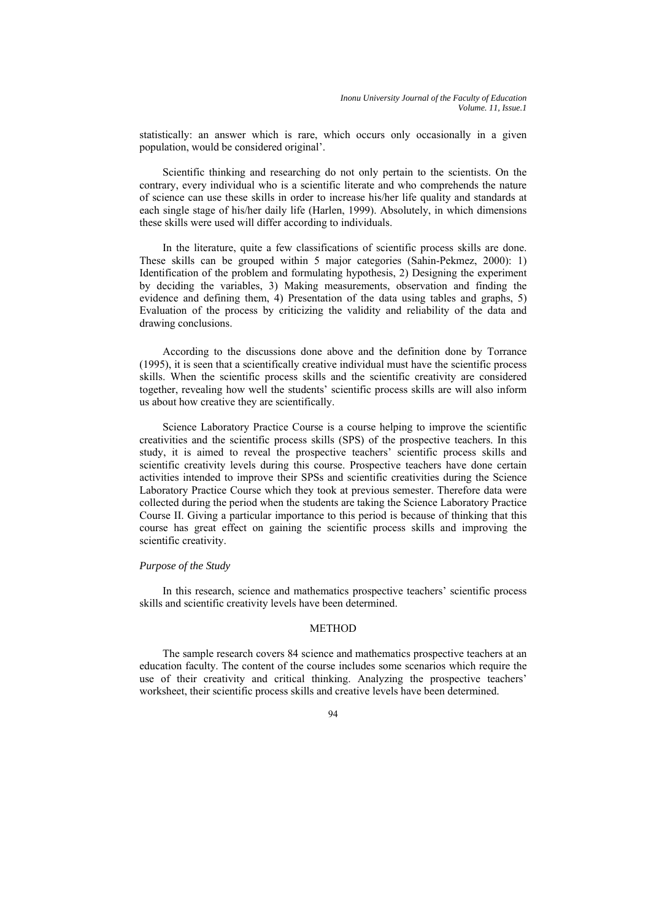statistically: an answer which is rare, which occurs only occasionally in a given population, would be considered original'.

Scientific thinking and researching do not only pertain to the scientists. On the contrary, every individual who is a scientific literate and who comprehends the nature of science can use these skills in order to increase his/her life quality and standards at each single stage of his/her daily life (Harlen, 1999). Absolutely, in which dimensions these skills were used will differ according to individuals.

In the literature, quite a few classifications of scientific process skills are done. These skills can be grouped within 5 major categories (Sahin-Pekmez, 2000): 1) Identification of the problem and formulating hypothesis, 2) Designing the experiment by deciding the variables, 3) Making measurements, observation and finding the evidence and defining them, 4) Presentation of the data using tables and graphs, 5) Evaluation of the process by criticizing the validity and reliability of the data and drawing conclusions.

According to the discussions done above and the definition done by Torrance (1995), it is seen that a scientifically creative individual must have the scientific process skills. When the scientific process skills and the scientific creativity are considered together, revealing how well the students' scientific process skills are will also inform us about how creative they are scientifically.

Science Laboratory Practice Course is a course helping to improve the scientific creativities and the scientific process skills (SPS) of the prospective teachers. In this study, it is aimed to reveal the prospective teachers' scientific process skills and scientific creativity levels during this course. Prospective teachers have done certain activities intended to improve their SPSs and scientific creativities during the Science Laboratory Practice Course which they took at previous semester. Therefore data were collected during the period when the students are taking the Science Laboratory Practice Course II. Giving a particular importance to this period is because of thinking that this course has great effect on gaining the scientific process skills and improving the scientific creativity.

### *Purpose of the Study*

In this research, science and mathematics prospective teachers' scientific process skills and scientific creativity levels have been determined.

## METHOD

The sample research covers 84 science and mathematics prospective teachers at an education faculty. The content of the course includes some scenarios which require the use of their creativity and critical thinking. Analyzing the prospective teachers' worksheet, their scientific process skills and creative levels have been determined.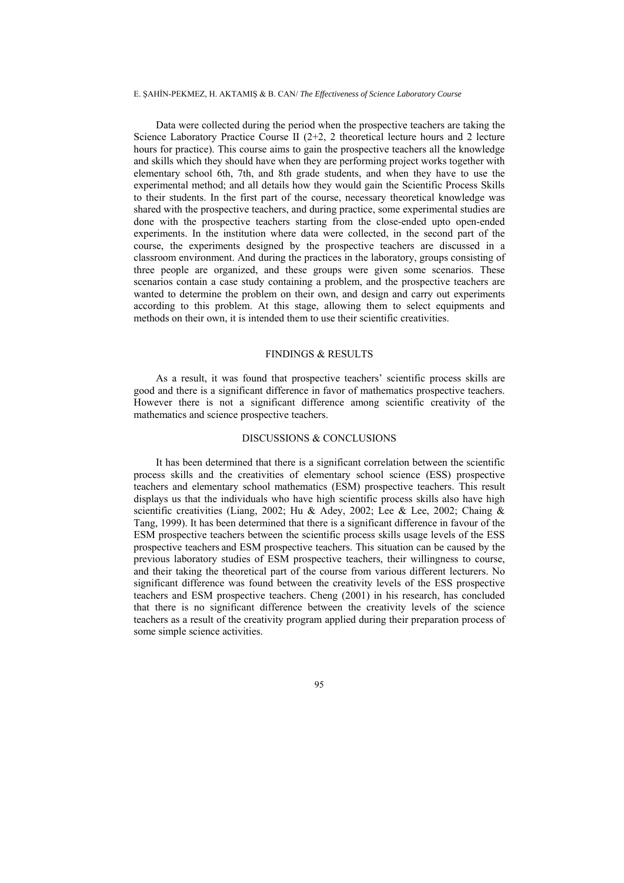Data were collected during the period when the prospective teachers are taking the Science Laboratory Practice Course II (2+2, 2 theoretical lecture hours and 2 lecture hours for practice). This course aims to gain the prospective teachers all the knowledge and skills which they should have when they are performing project works together with elementary school 6th, 7th, and 8th grade students, and when they have to use the experimental method; and all details how they would gain the Scientific Process Skills to their students. In the first part of the course, necessary theoretical knowledge was shared with the prospective teachers, and during practice, some experimental studies are done with the prospective teachers starting from the close-ended upto open-ended experiments. In the institution where data were collected, in the second part of the course, the experiments designed by the prospective teachers are discussed in a classroom environment. And during the practices in the laboratory, groups consisting of three people are organized, and these groups were given some scenarios. These scenarios contain a case study containing a problem, and the prospective teachers are wanted to determine the problem on their own, and design and carry out experiments according to this problem. At this stage, allowing them to select equipments and methods on their own, it is intended them to use their scientific creativities.

## FINDINGS & RESULTS

As a result, it was found that prospective teachers' scientific process skills are good and there is a significant difference in favor of mathematics prospective teachers. However there is not a significant difference among scientific creativity of the mathematics and science prospective teachers.

## DISCUSSIONS & CONCLUSIONS

It has been determined that there is a significant correlation between the scientific process skills and the creativities of elementary school science (ESS) prospective teachers and elementary school mathematics (ESM) prospective teachers. This result displays us that the individuals who have high scientific process skills also have high scientific creativities (Liang, 2002; Hu & Adey, 2002; Lee & Lee, 2002; Chaing & Tang, 1999). It has been determined that there is a significant difference in favour of the ESM prospective teachers between the scientific process skills usage levels of the ESS prospective teachers and ESM prospective teachers. This situation can be caused by the previous laboratory studies of ESM prospective teachers, their willingness to course, and their taking the theoretical part of the course from various different lecturers. No significant difference was found between the creativity levels of the ESS prospective teachers and ESM prospective teachers. Cheng (2001) in his research, has concluded that there is no significant difference between the creativity levels of the science teachers as a result of the creativity program applied during their preparation process of some simple science activities.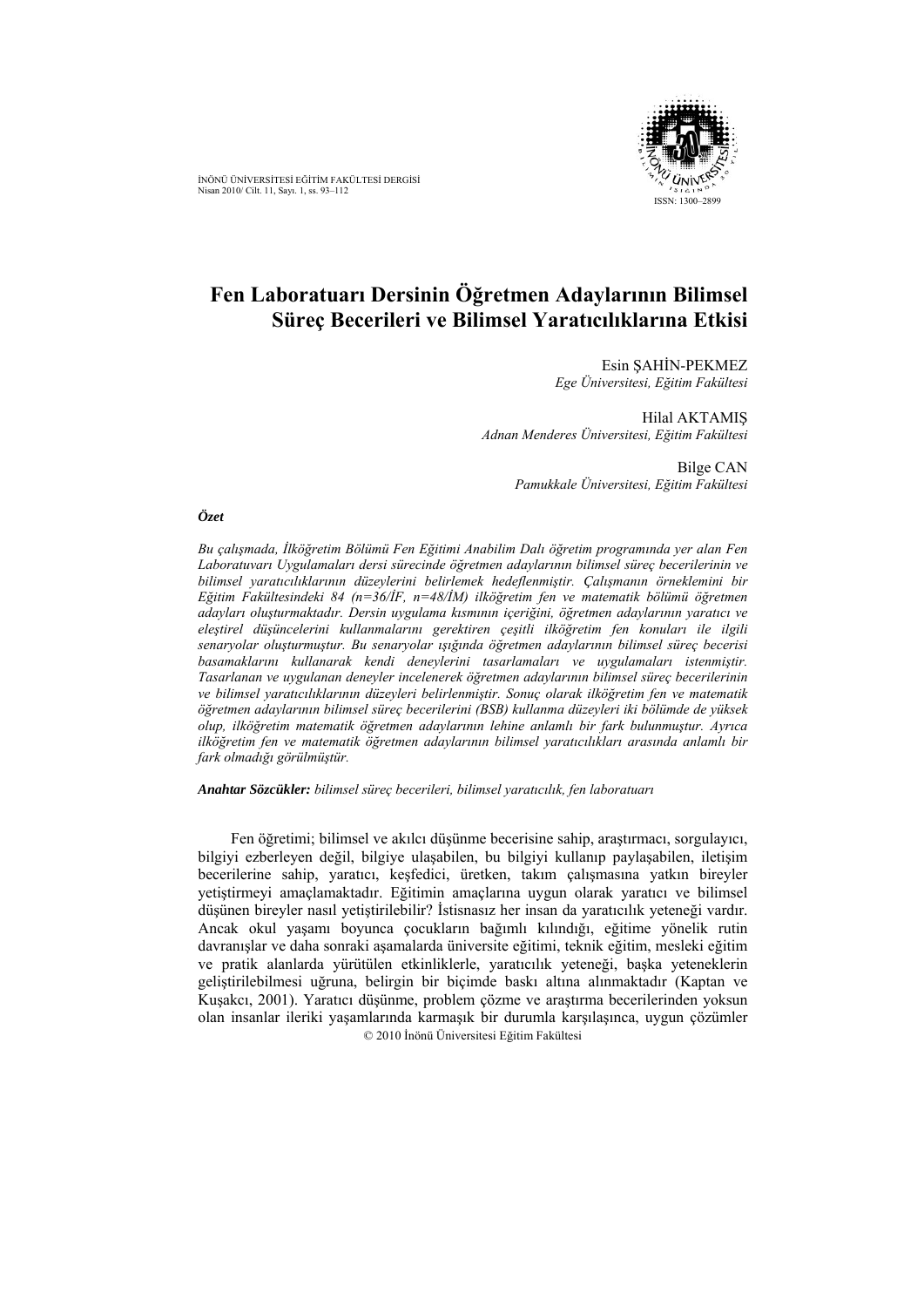# Fen Laboratuarı Dersinin Öğretmen Adaylarının Bilimsel Süreç Becerileri ve Bilimsel Yaratıcılıklarına Etkisi

Esin ŞAHİN-PEKMEZ
*Ege Üniversitesi, Eğitim Fakültesi*

Hilal AKTAMIŞ
*Adnan Menderes Üniversitesi, Eğitim Fakültesi*

Bilge CAN
*Pamukkale Üniversitesi, Eğitim Fakültesi*

***Özet***

*Bu çalışmada, İlköğretim Bölümü Fen Eğitimi Anabilim Dalı öğretim programında yer alan Fen Laboratuvarı Uygulamaları dersi sürecinde öğretmen adaylarının bilimsel süreç becerilerinin ve bilimsel yaratıcılıklarının düzeylerini belirlemek hedeflenmiştir. Çalışmanın örneklemini bir Eğitim Fakültesindeki 84 (n=36/İF, n=48/İM) ilköğretim fen ve matematik bölümü öğretmen adayları oluşturmaktadır. Dersin uygulama kısmının içeriğini, öğretmen adaylarının yaratıcı ve eleştirel düşüncelerini kullanmalarını gerektiren çeşitli ilköğretim fen konuları ile ilgili senaryolar oluşturmuştur. Bu senaryolar ışığında öğretmen adaylarının bilimsel süreç becerisi basamaklarını kullanarak kendi deneylerini tasarlamaları ve uygulamaları istenmiştir. Tasarlanan ve uygulanan deneyler incelenerek öğretmen adaylarının bilimsel süreç becerilerinin ve bilimsel yaratıcılıklarının düzeyleri belirlenmiştir. Sonuç olarak ilköğretim fen ve matematik öğretmen adaylarının bilimsel süreç becerilerini (BSB) kullanma düzeyleri iki bölümde de yüksek olup, ilköğretim matematik öğretmen adaylarının lehine anlamlı bir fark bulunmuştur. Ayrıca ilköğretim fen ve matematik öğretmen adaylarının bilimsel yaratıcılıkları arasında anlamlı bir fark olmadığı görülmüştür.*

***Anahtar Sözcükler:*** *bilimsel süreç becerileri, bilimsel yaratıcılık, fen laboratuarı*

Fen öğretimi; bilimsel ve akılcı düşünme becerisine sahip, araştırmacı, sorgulayıcı, bilgiyi ezberleyen değil, bilgiye ulaşabilen, bu bilgiyi kullanıp paylaşabilen, iletişim becerilerine sahip, yaratıcı, keşfedici, üretken, takım çalışmasına yatkın bireyler yetiştirmeyi amaçlamaktadır. Eğitimin amaçlarına uygun olarak yaratıcı ve bilimsel düşünen bireyler nasıl yetiştirilebilir? İstisnasız her insan da yaratıcılık yeteneği vardır. Ancak okul yaşamı boyunca çocukların bağımlı kılındığı, eğitime yönelik rutin davranışlar ve daha sonraki aşamalarda üniversite eğitimi, teknik eğitim, mesleki eğitim ve pratik alanlarda yürütülen etkinliklerle, yaratıcılık yeteneği, başka yeteneklerin geliştirilebilmesi uğruna, belirgin bir biçimde baskı altına alınmaktadır (Kaptan ve Kuşakcı, 2001). Yaratıcı düşünme, problem çözme ve araştırma becerilerinden yoksun olan insanlar ileriki yaşamlarında karmaşık bir durumla karşılaşınca, uygun çözümler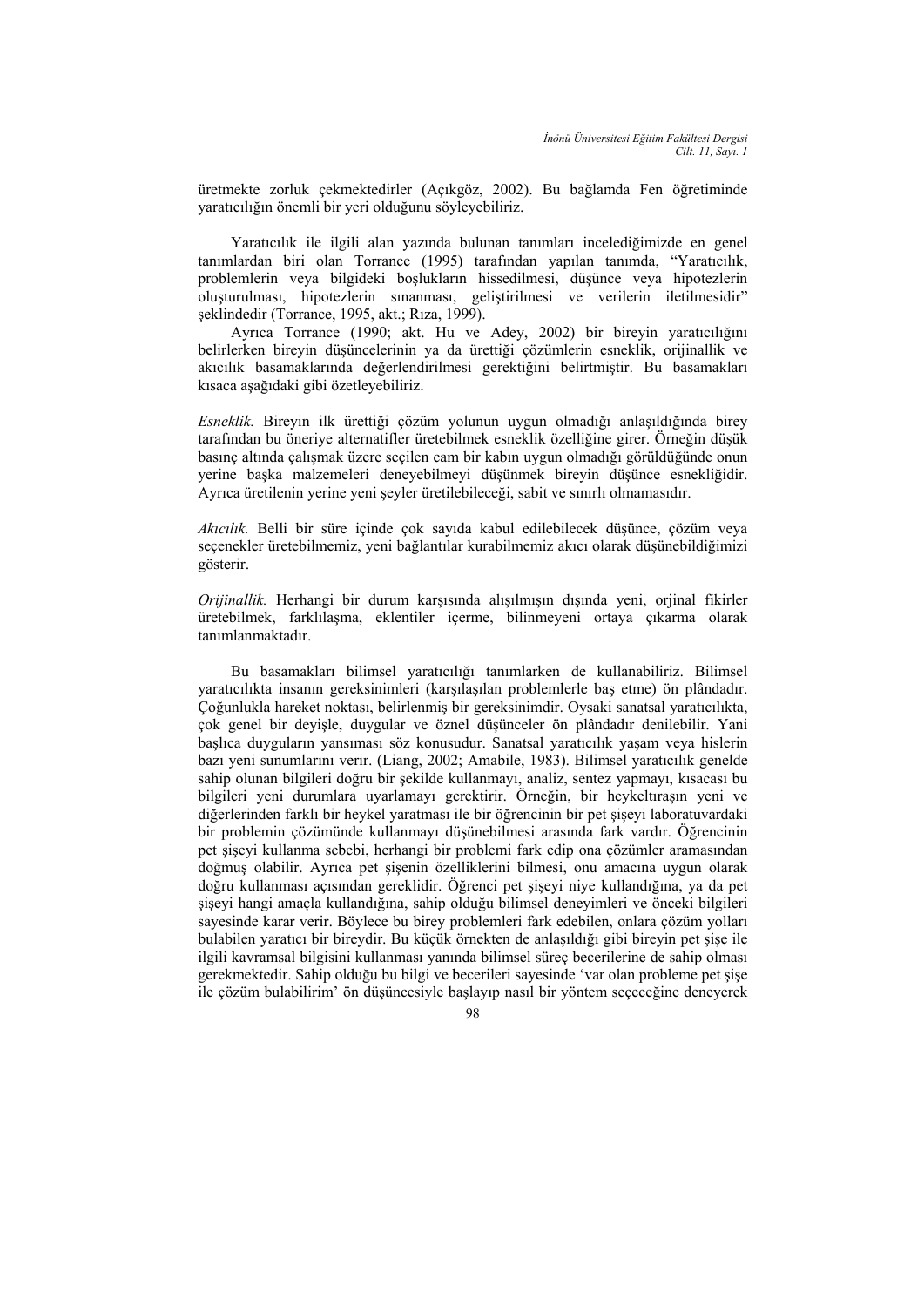üretmekte zorluk çekmektedirler (Açıkgöz, 2002). Bu bağlamda Fen öğretiminde yaratıcılığın önemli bir yeri olduğunu söyleyebiliriz.

Yaratıcılık ile ilgili alan yazında bulunan tanımları incelediğimizde en genel tanımlardan biri olan Torrance (1995) tarafından yapılan tanımda, "Yaratıcılık, problemlerin veya bilgideki boşlukların hissedilmesi, düşünce veya hipotezlerin oluşturulması, hipotezlerin sınanması, geliştirilmesi ve verilerin iletilmesidir" şeklindedir (Torrance, 1995, akt.; Rıza, 1999).

Ayrıca Torrance (1990; akt. Hu ve Adey, 2002) bir bireyin yaratıcılığını belirlerken bireyin düşüncelerinin ya da ürettiği çözümlerin esneklik, orijinallik ve akıcılık basamaklarında değerlendirilmesi gerektiğini belirtmiştir. Bu basamakları kısaca aşağıdaki gibi özetleyebiliriz.

*Esneklik.* Bireyin ilk ürettiği çözüm yolunun uygun olmadığı anlaşıldığında birey tarafından bu öneriye alternatifler üretebilmek esneklik özelliğine girer. Örneğin düşük basınç altında çalışmak üzere seçilen cam bir kabın uygun olmadığı görüldüğünde onun yerine başka malzemeleri deneyebilmeyi düşünmek bireyin düşünce esnekliğidir. Ayrıca üretilenin yerine yeni şeyler üretilebileceği, sabit ve sınırlı olmamasıdır.

*Akıcılık.* Belli bir süre içinde çok sayıda kabul edilebilecek düşünce, çözüm veya seçenekler üretebilmemiz, yeni bağlantılar kurabilmemiz akıcı olarak düşünebildiğimizi gösterir.

*Orijinallik.* Herhangi bir durum karşısında alışılmışın dışında yeni, orjinal fikirler üretebilmek, farklılaşma, eklentiler içerme, bilinmeyeni ortaya çıkarma olarak tanımlanmaktadır.

Bu basamakları bilimsel yaratıcılığı tanımlarken de kullanabiliriz. Bilimsel yaratıcılıkta insanın gereksinimleri (karşılaşılan problemlerle baş etme) ön plândadır. Çoğunlukla hareket noktası, belirlenmiş bir gereksinimdir. Oysaki sanatsal yaratıcılıkta, çok genel bir deyişle, duygular ve öznel düşünceler ön plândadır denilebilir. Yani başlıca duyguların yansıması söz konusudur. Sanatsal yaratıcılık yaşam veya hislerin bazı yeni sunumlarını verir. (Liang, 2002; Amabile, 1983). Bilimsel yaratıcılık genelde sahip olunan bilgileri doğru bir şekilde kullanmayı, analiz, sentez yapmayı, kısacası bu bilgileri yeni durumlara uyarlamayı gerektirir. Örneğin, bir heykeltıraşın yeni ve diğerlerinden farklı bir heykel yaratması ile bir öğrencinin bir pet şişeyi laboratuvardaki bir problemin çözümünde kullanmayı düşünebilmesi arasında fark vardır. Öğrencinin pet şişeyi kullanma sebebi, herhangi bir problemi fark edip ona çözümler aramasından doğmuş olabilir. Ayrıca pet şişenin özelliklerini bilmesi, onu amacına uygun olarak doğru kullanması açısından gereklidir. Öğrenci pet şişeyi niye kullandığına, ya da pet şişeyi hangi amaçla kullandığına, sahip olduğu bilimsel deneyimleri ve önceki bilgileri sayesinde karar verir. Böylece bu birey problemleri fark edebilen, onlara çözüm yolları bulabilen yaratıcı bir bireydir. Bu küçük örnekten de anlaşıldığı gibi bireyin pet şişe ile ilgili kavramsal bilgisini kullanması yanında bilimsel süreç becerilerine de sahip olması gerekmektedir. Sahip olduğu bu bilgi ve becerileri sayesinde 'var olan probleme pet şişe ile çözüm bulabilirim' ön düşüncesiyle başlayıp nasıl bir yöntem seçeceğine deneyerek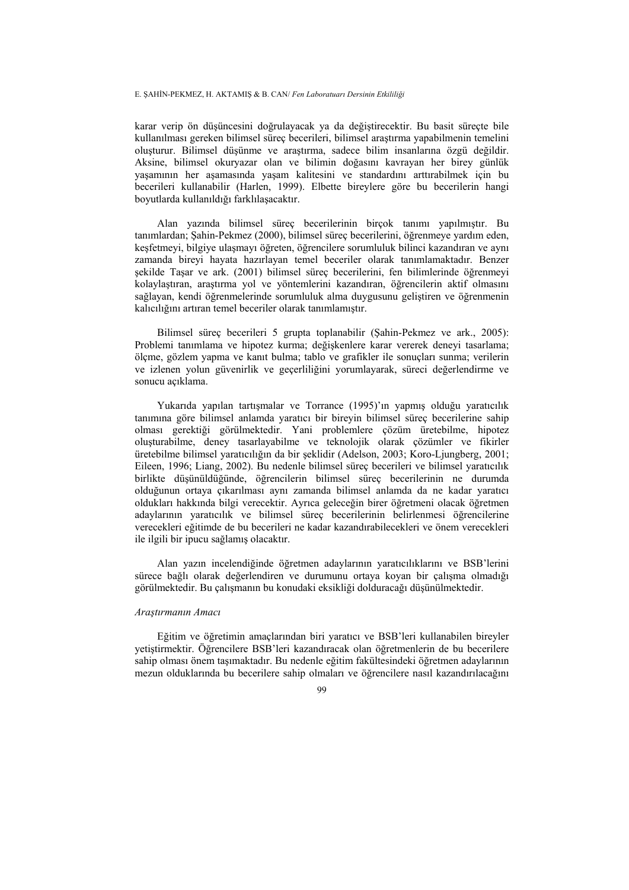karar verip ön düşüncesini doğrulayacak ya da değiştirecektir. Bu basit süreçte bile kullanılması gereken bilimsel süreç becerileri, bilimsel araştırma yapabilmenin temelini oluşturur. Bilimsel düşünme ve araştırma, sadece bilim insanlarına özgü değildir. Aksine, bilimsel okuryazar olan ve bilimin doğasını kavrayan her birey günlük yaşamının her aşamasında yaşam kalitesini ve standardını arttırabilmek için bu becerileri kullanabilir (Harlen, 1999). Elbette bireylere göre bu becerilerin hangi boyutlarda kullanıldığı farklılaşacaktır.

Alan yazında bilimsel süreç becerilerinin birçok tanımı yapılmıştır. Bu tanımlardan; Şahin-Pekmez (2000), bilimsel süreç becerilerini, öğrenmeye yardım eden, keşfetmeyi, bilgiye ulaşmayı öğreten, öğrencilere sorumluluk bilinci kazandıran ve aynı zamanda bireyi hayata hazırlayan temel beceriler olarak tanımlamaktadır. Benzer şekilde Taşar ve ark. (2001) bilimsel süreç becerilerini, fen bilimlerinde öğrenmeyi kolaylaştıran, araştırma yol ve yöntemlerini kazandıran, öğrencilerin aktif olmasını sağlayan, kendi öğrenmelerinde sorumluluk alma duygusunu geliştiren ve öğrenmenin kalıcılığını artıran temel beceriler olarak tanımlamıştır.

Bilimsel süreç becerileri 5 grupta toplanabilir (Şahin-Pekmez ve ark., 2005): Problemi tanımlama ve hipotez kurma; değişkenlere karar vererek deneyi tasarlama; ölçme, gözlem yapma ve kanıt bulma; tablo ve grafikler ile sonuçları sunma; verilerin ve izlenen yolun güvenirlik ve geçerliliğini yorumlayarak, süreci değerlendirme ve sonucu açıklama.

Yukarıda yapılan tartışmalar ve Torrance (1995)'ın yapmış olduğu yaratıcılık tanımına göre bilimsel anlamda yaratıcı bir bireyin bilimsel süreç becerilerine sahip olması gerektiği görülmektedir. Yani problemlere çözüm üretebilme, hipotez oluşturabilme, deney tasarlayabilme ve teknolojik olarak çözümler ve fikirler üretebilme bilimsel yaratıcılığın da bir şeklidir (Adelson, 2003; Koro-Ljungberg, 2001; Eileen, 1996; Liang, 2002). Bu nedenle bilimsel süreç becerileri ve bilimsel yaratıcılık birlikte düşünüldüğünde, öğrencilerin bilimsel süreç becerilerinin ne durumda olduğunun ortaya çıkarılması aynı zamanda bilimsel anlamda da ne kadar yaratıcı oldukları hakkında bilgi verecektir. Ayrıca geleceğin birer öğretmeni olacak öğretmen adaylarının yaratıcılık ve bilimsel süreç becerilerinin belirlenmesi öğrencilerine verecekleri eğitimde de bu becerileri ne kadar kazandırabilecekleri ve önem verecekleri ile ilgili bir ipucu sağlamış olacaktır.

Alan yazın incelendiğinde öğretmen adaylarının yaratıcılıklarını ve BSB'lerini sürece bağlı olarak değerlendiren ve durumunu ortaya koyan bir çalışma olmadığı görülmektedir. Bu çalışmanın bu konudaki eksikliği dolduracağı düşünülmektedir.

*Araştırmanın Amacı*

Eğitim ve öğretimin amaçlarından biri yaratıcı ve BSB'leri kullanabilen bireyler yetiştirmektir. Öğrencilere BSB'leri kazandıracak olan öğretmenlerin de bu becerilere sahip olması önem taşımaktadır. Bu nedenle eğitim fakültesindeki öğretmen adaylarının mezun olduklarında bu becerilere sahip olmaları ve öğrencilere nasıl kazandırılacağını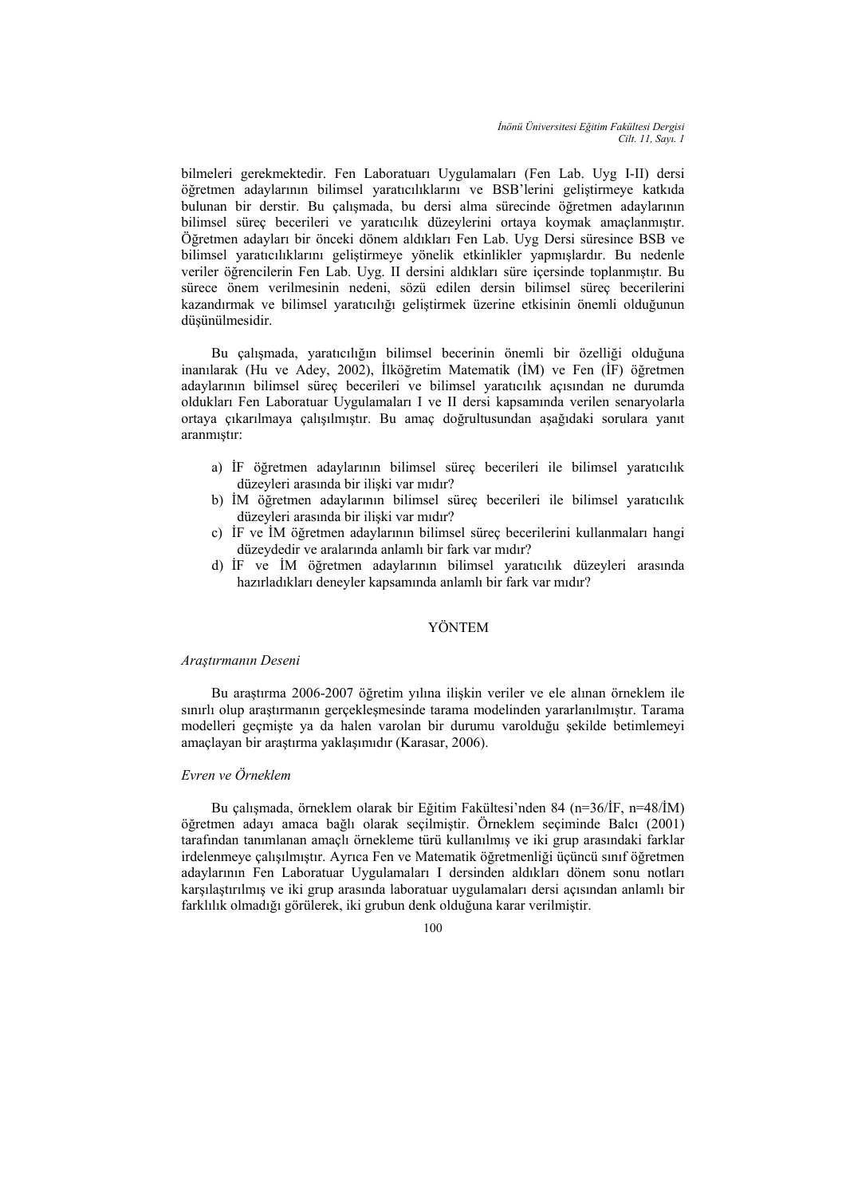bilmeleri gerekmektedir. Fen Laboratuarı Uygulamaları (Fen Lab. Uyg I-II) dersi öğretmen adaylarının bilimsel yaratıcılıklarını ve BSB'lerini geliştirmeye katkıda bulunan bir derstir. Bu çalışmada, bu dersi alma sürecinde öğretmen adaylarının bilimsel süreç becerileri ve yaratıcılık düzeylerini ortaya koymak amaçlanmıştır. Öğretmen adayları bir önceki dönem aldıkları Fen Lab. Uyg Dersi süresince BSB ve bilimsel yaratıcılıklarını geliştirmeye yönelik etkinlikler yapmışlardır. Bu nedenle veriler öğrencilerin Fen Lab. Uyg. II dersini aldıkları süre içersinde toplanmıştır. Bu sürece önem verilmesinin nedeni, sözü edilen dersin bilimsel süreç becerilerini kazandırmak ve bilimsel yaratıcılığı geliştirmek üzerine etkisinin önemli olduğunun düşünülmesidir.

Bu çalışmada, yaratıcılığın bilimsel becerinin önemli bir özelliği olduğuna inanılarak (Hu ve Adey, 2002), İlköğretim Matematik (İM) ve Fen (İF) öğretmen adaylarının bilimsel süreç becerileri ve bilimsel yaratıcılık açısından ne durumda oldukları Fen Laboratuar Uygulamaları I ve II dersi kapsamında verilen senaryolarla ortaya çıkarılmaya çalışılmıştır. Bu amaç doğrultusundan aşağıdaki sorulara yanıt aranmıştır:

a) İF öğretmen adaylarının bilimsel süreç becerileri ile bilimsel yaratıcılık düzeyleri arasında bir ilişki var mıdır?
b) İM öğretmen adaylarının bilimsel süreç becerileri ile bilimsel yaratıcılık düzeyleri arasında bir ilişki var mıdır?
c) İF ve İM öğretmen adaylarının bilimsel süreç becerilerini kullanmaları hangi düzeydedir ve aralarında anlamlı bir fark var mıdır?
d) İF ve İM öğretmen adaylarının bilimsel yaratıcılık düzeyleri arasında hazırladıkları deneyler kapsamında anlamlı bir fark var mıdır?

## YÖNTEM

### *Araştırmanın Deseni*

Bu araştırma 2006-2007 öğretim yılına ilişkin veriler ve ele alınan örneklem ile sınırlı olup araştırmanın gerçekleşmesinde tarama modelinden yararlanılmıştır. Tarama modelleri geçmişte ya da halen varolan bir durumu varolduğu şekilde betimlemeyi amaçlayan bir araştırma yaklaşımıdır (Karasar, 2006).

### *Evren ve Örneklem*

Bu çalışmada, örneklem olarak bir Eğitim Fakültesi'nden 84 (n=36/İF, n=48/İM) öğretmen adayı amaca bağlı olarak seçilmiştir. Örneklem seçiminde Balcı (2001) tarafından tanımlanan amaçlı örnekleme türü kullanılmış ve iki grup arasındaki farklar irdelenmeye çalışılmıştır. Ayrıca Fen ve Matematik öğretmenliği üçüncü sınıf öğretmen adaylarının Fen Laboratuar Uygulamaları I dersinden aldıkları dönem sonu notları karşılaştırılmış ve iki grup arasında laboratuar uygulamaları dersi açısından anlamlı bir farklılık olmadığı görülerek, iki grubun denk olduğuna karar verilmiştir.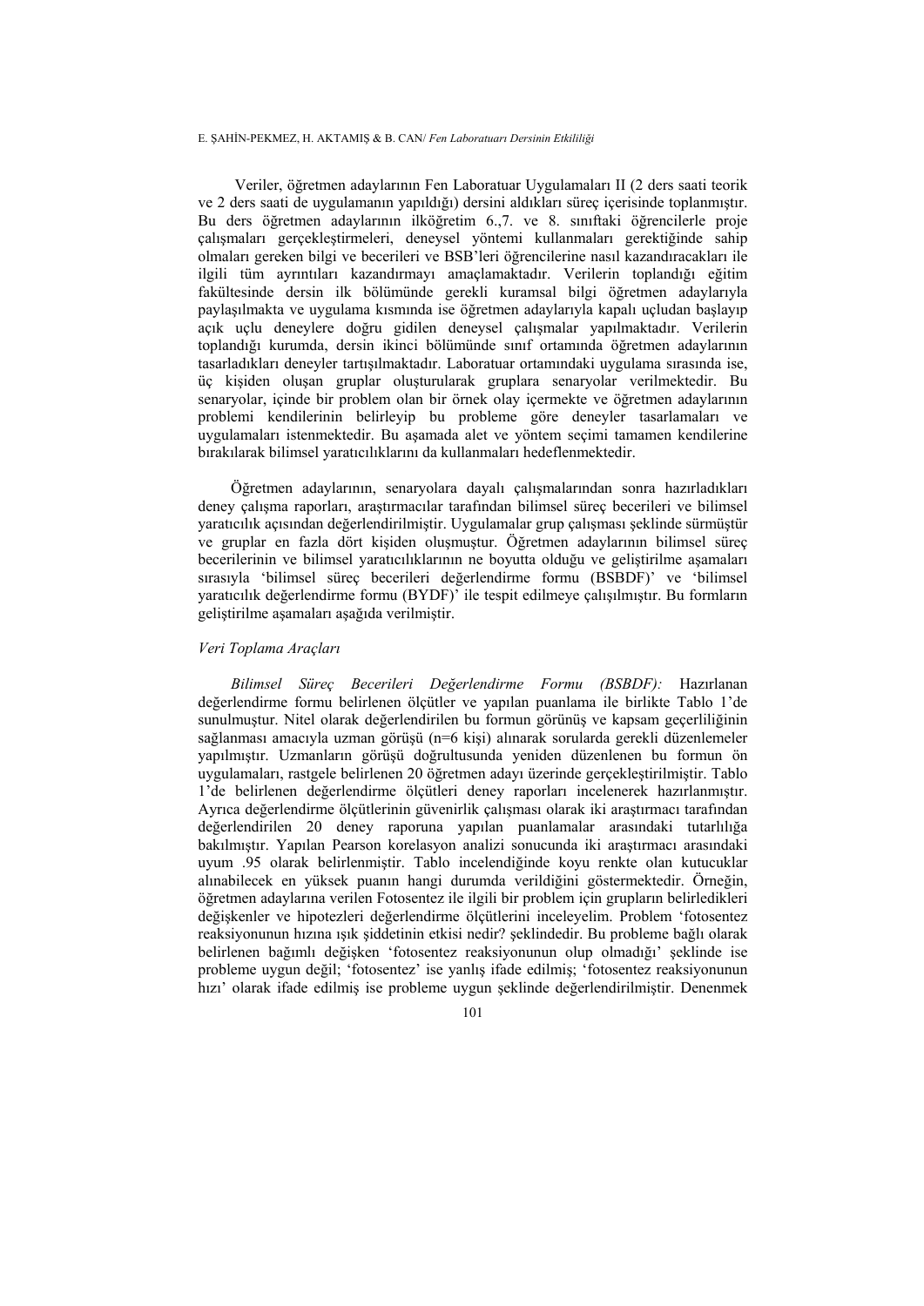Veriler, öğretmen adaylarının Fen Laboratuar Uygulamaları II (2 ders saati teorik ve 2 ders saati de uygulamanın yapıldığı) dersini aldıkları süreç içerisinde toplanmıştır. Bu ders öğretmen adaylarının ilköğretim 6.,7. ve 8. sınıftaki öğrencilerle proje çalışmaları gerçekleştirmeleri, deneysel yöntemi kullanmaları gerektiğinde sahip olmaları gereken bilgi ve becerileri ve BSB'leri öğrencilerine nasıl kazandıracakları ile ilgili tüm ayrıntıları kazandırmayı amaçlamaktadır. Verilerin toplandığı eğitim fakültesinde dersin ilk bölümünde gerekli kuramsal bilgi öğretmen adaylarıyla paylaşılmakta ve uygulama kısmında ise öğretmen adaylarıyla kapalı uçludan başlayıp açık uçlu deneylere doğru gidilen deneysel çalışmalar yapılmaktadır. Verilerin toplandığı kurumda, dersin ikinci bölümünde sınıf ortamında öğretmen adaylarının tasarladıkları deneyler tartışılmaktadır. Laboratuar ortamındaki uygulama sırasında ise, üç kişiden oluşan gruplar oluşturularak gruplara senaryolar verilmektedir. Bu senaryolar, içinde bir problem olan bir örnek olay içermekte ve öğretmen adaylarının problemi kendilerinin belirleyip bu probleme göre deneyler tasarlamaları ve uygulamaları istenmektedir. Bu aşamada alet ve yöntem seçimi tamamen kendilerine bırakılarak bilimsel yaratıcılıklarını da kullanmaları hedeflenmektedir.

Öğretmen adaylarının, senaryolara dayalı çalışmalarından sonra hazırladıkları deney çalışma raporları, araştırmacılar tarafından bilimsel süreç becerileri ve bilimsel yaratıcılık açısından değerlendirilmiştir. Uygulamalar grup çalışması şeklinde sürmüştür ve gruplar en fazla dört kişiden oluşmuştur. Öğretmen adaylarının bilimsel süreç becerilerinin ve bilimsel yaratıcılıklarının ne boyutta olduğu ve geliştirilme aşamaları sırasıyla 'bilimsel süreç becerileri değerlendirme formu (BSBDF)' ve 'bilimsel yaratıcılık değerlendirme formu (BYDF)' ile tespit edilmeye çalışılmıştır. Bu formların geliştirilme aşamaları aşağıda verilmiştir.

*Veri Toplama Araçları*

*Bilimsel Süreç Becerileri Değerlendirme Formu (BSBDF):* Hazırlanan değerlendirme formu belirlenen ölçütler ve yapılan puanlama ile birlikte Tablo 1'de sunulmuştur. Nitel olarak değerlendirilen bu formun görünüş ve kapsam geçerliliğinin sağlanması amacıyla uzman görüşü (n=6 kişi) alınarak sorularda gerekli düzenlemeler yapılmıştır. Uzmanların görüşü doğrultusunda yeniden düzenlenen bu formun ön uygulamaları, rastgele belirlenen 20 öğretmen adayı üzerinde gerçekleştirilmiştir. Tablo 1'de belirlenen değerlendirme ölçütleri deney raporları incelenerek hazırlanmıştır. Ayrıca değerlendirme ölçütlerinin güvenirlik çalışması olarak iki araştırmacı tarafından değerlendirilen 20 deney raporuna yapılan puanlamalar arasındaki tutarlılığa bakılmıştır. Yapılan Pearson korelasyon analizi sonucunda iki araştırmacı arasındaki uyum .95 olarak belirlenmiştir. Tablo incelendiğinde koyu renkte olan kutucuklar alınabilecek en yüksek puanın hangi durumda verildiğini göstermektedir. Örneğin, öğretmen adaylarına verilen Fotosentez ile ilgili bir problem için grupların belirledikleri değişkenler ve hipotezleri değerlendirme ölçütlerini inceleyelim. Problem 'fotosentez reaksiyonunun hızına ışık şiddetinin etkisi nedir? şeklindedir. Bu probleme bağlı olarak belirlenen bağımlı değişken 'fotosentez reaksiyonunun olup olmadığı' şeklinde ise probleme uygun değil; 'fotosentez' ise yanlış ifade edilmiş; 'fotosentez reaksiyonunun hızı' olarak ifade edilmiş ise probleme uygun şeklinde değerlendirilmiştir. Denenmek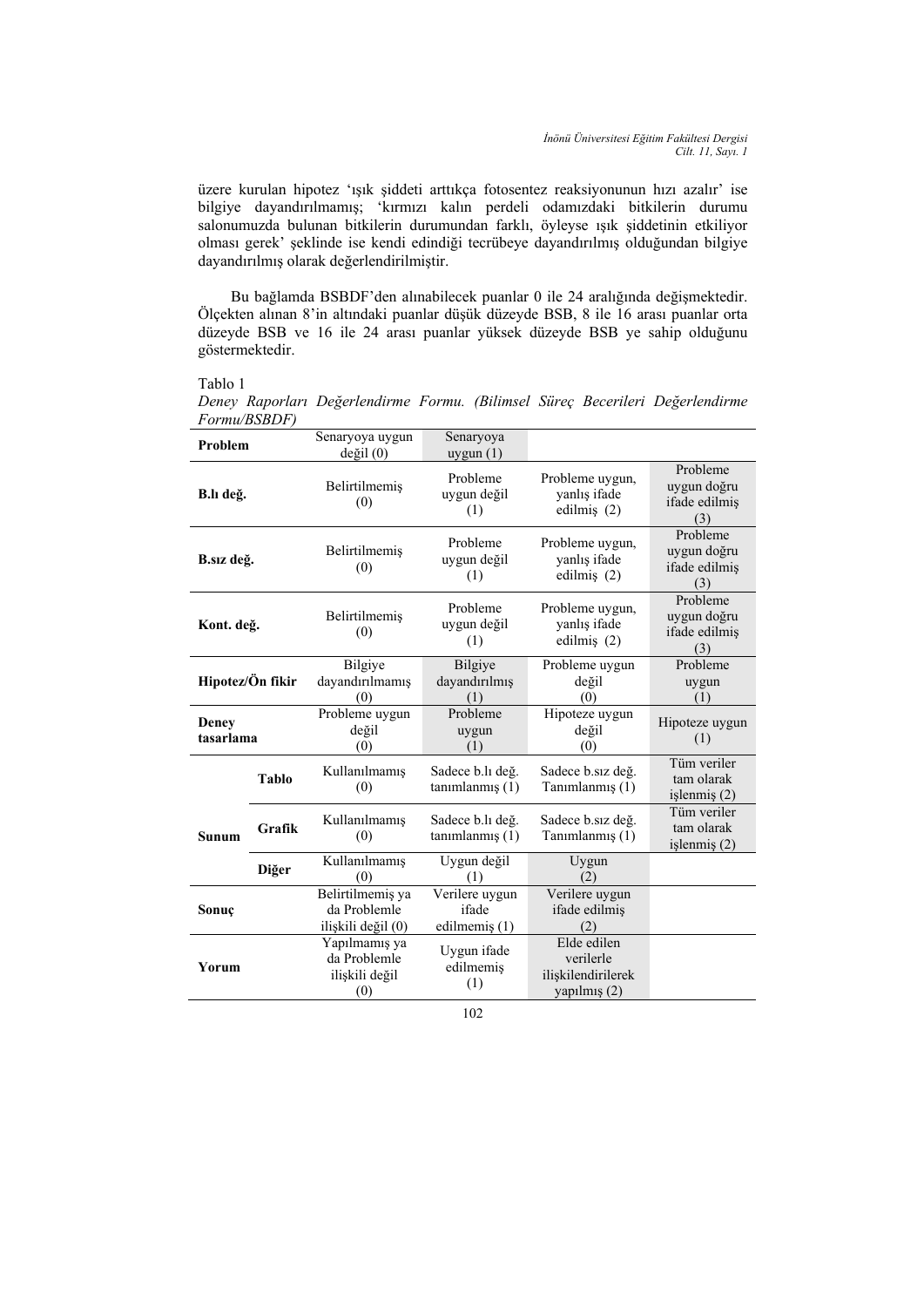üzere kurulan hipotez 'ışık şiddeti arttıkça fotosentez reaksiyonunun hızı azalır' ise bilgiye dayandırılmamış; 'kırmızı kalın perdeli odamızdaki bitkilerin durumu salonumuzda bulunan bitkilerin durumundan farklı, öyleyse ışık şiddetinin etkiliyor olması gerek' şeklinde ise kendi edindiği tecrübeye dayandırılmış olduğundan bilgiye dayandırılmış olarak değerlendirilmiştir.

Bu bağlamda BSBDF'den alınabilecek puanlar 0 ile 24 aralığında değişmektedir. Ölçekten alınan 8'in altındaki puanlar düşük düzeyde BSB, 8 ile 16 arası puanlar orta düzeyde BSB ve 16 ile 24 arası puanlar yüksek düzeyde BSB ye sahip olduğunu göstermektedir.

Tablo 1

*Deney Raporları Değerlendirme Formu. (Bilimsel Süreç Becerileri Değerlendirme Formu/BSBDF)*

| **Problem** | | Senaryoya uygun değil (0) | Senaryoya uygun (1) | | |
|---|---|---|---|---|---|
| **B.lı değ.** | | Belirtilmemiş (0) | Probleme uygun değil (1) | Probleme uygun, yanlış ifade edilmiş (2) | Probleme uygun doğru ifade edilmiş (3) |
| **B.sız değ.** | | Belirtilmemiş (0) | Probleme uygun değil (1) | Probleme uygun, yanlış ifade edilmiş (2) | Probleme uygun doğru ifade edilmiş (3) |
| **Kont. değ.** | | Belirtilmemiş (0) | Probleme uygun değil (1) | Probleme uygun, yanlış ifade edilmiş (2) | Probleme uygun doğru ifade edilmiş (3) |
| **Hipotez/Ön fikir** | | Bilgiye dayandırılmamış (0) | Bilgiye dayandırılmış (1) | Probleme uygun değil (0) | Probleme uygun (1) |
| **Deney tasarlama** | | Probleme uygun değil (0) | Probleme uygun (1) | Hipoteze uygun değil (0) | Hipoteze uygun (1) |
| **Sunum** | **Tablo** | Kullanılmamış (0) | Sadece b.lı değ. tanımlanmış (1) | Sadece b.sız değ. Tanımlanmış (1) | Tüm veriler tam olarak işlenmiş (2) |
| | **Grafik** | Kullanılmamış (0) | Sadece b.lı değ. tanımlanmış (1) | Sadece b.sız değ. Tanımlanmış (1) | Tüm veriler tam olarak işlenmiş (2) |
| | **Diğer** | Kullanılmamış (0) | Uygun değil (1) | Uygun (2) | |
| **Sonuç** | | Belirtilmemiş ya da Problemle ilişkili değil (0) | Verilere uygun ifade edilmemiş (1) | Verilere uygun ifade edilmiş (2) | |
| **Yorum** | | Yapılmamış ya da Problemle ilişkili değil (0) | Uygun ifade edilmemiş (1) | Elde edilen verilerle ilişkilendirilerek yapılmış (2) | |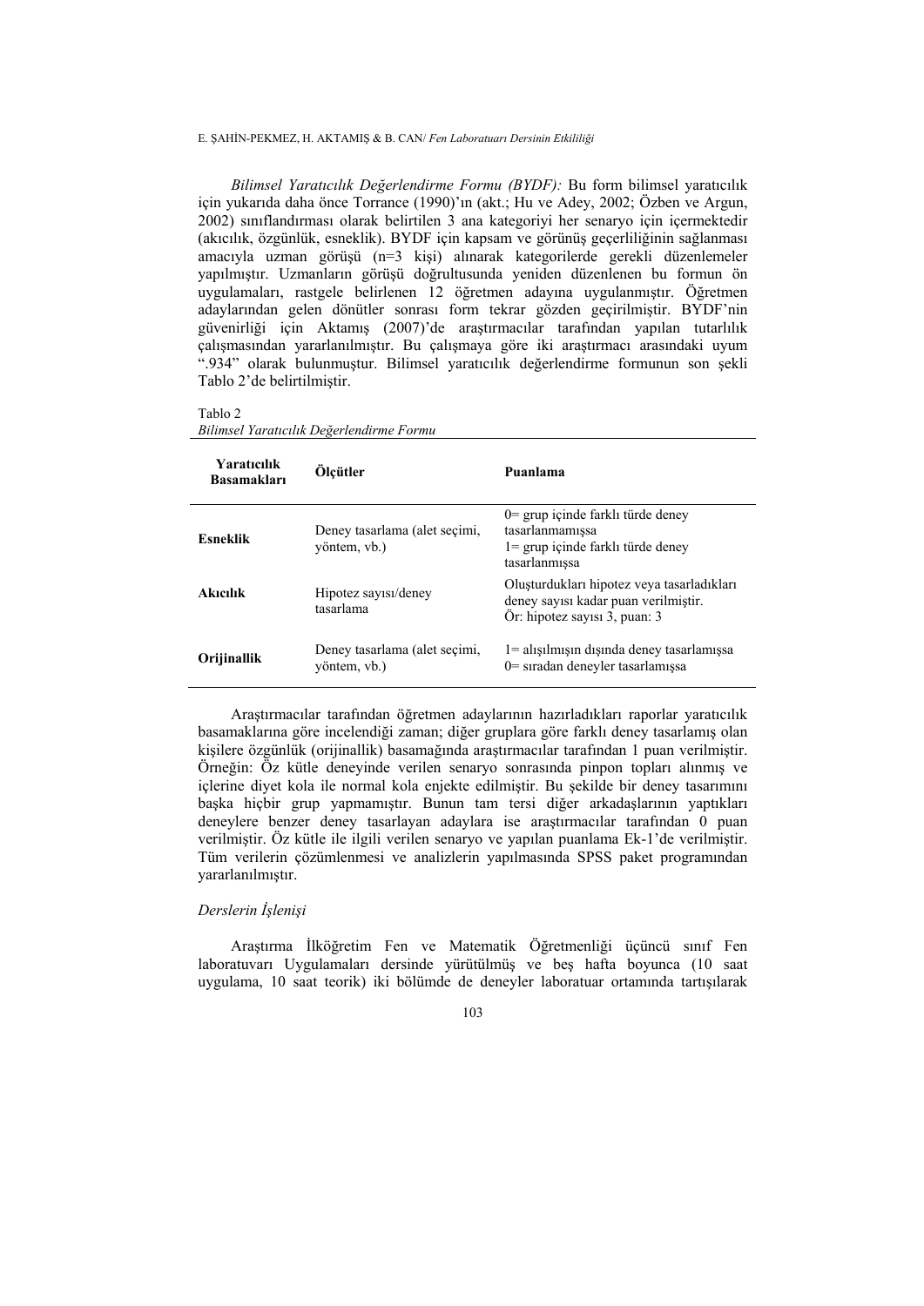*Bilimsel Yaratıcılık Değerlendirme Formu (BYDF):* Bu form bilimsel yaratıcılık için yukarıda daha önce Torrance (1990)'ın (akt.; Hu ve Adey, 2002; Özben ve Argun, 2002) sınıflandırması olarak belirtilen 3 ana kategoriyi her senaryo için içermektedir (akıcılık, özgünlük, esneklik). BYDF için kapsam ve görünüş geçerliliğinin sağlanması amacıyla uzman görüşü (n=3 kişi) alınarak kategorilerde gerekli düzenlemeler yapılmıştır. Uzmanların görüşü doğrultusunda yeniden düzenlenen bu formun ön uygulamaları, rastgele belirlenen 12 öğretmen adayına uygulanmıştır. Öğretmen adaylarından gelen dönütler sonrası form tekrar gözden geçirilmiştir. BYDF'nin güvenirliği için Aktamış (2007)'de araştırmacılar tarafından yapılan tutarlılık çalışmasından yararlanılmıştır. Bu çalışmaya göre iki araştırmacı arasındaki uyum ".934" olarak bulunmuştur. Bilimsel yaratıcılık değerlendirme formunun son şekli Tablo 2'de belirtilmiştir.

Tablo 2
*Bilimsel Yaratıcılık Değerlendirme Formu*

| Yaratıcılık Basamakları | Ölçütler | Puanlama |
|---|---|---|
| **Esneklik** | Deney tasarlama (alet seçimi, yöntem, vb.) | 0= grup içinde farklı türde deney tasarlanmamışsa<br>1= grup içinde farklı türde deney tasarlanmışsa |
| **Akıcılık** | Hipotez sayısı/deney tasarlama | Oluşturdukları hipotez veya tasarladıkları deney sayısı kadar puan verilmiştir.<br>Ör: hipotez sayısı 3, puan: 3 |
| **Orijinallik** | Deney tasarlama (alet seçimi, yöntem, vb.) | 1= alışılmışın dışında deney tasarlamışsa<br>0= sıradan deneyler tasarlamışsa |

Araştırmacılar tarafından öğretmen adaylarının hazırladıkları raporlar yaratıcılık basamaklarına göre incelendiği zaman; diğer gruplara göre farklı deney tasarlamış olan kişilere özgünlük (orijinallik) basamağında araştırmacılar tarafından 1 puan verilmiştir. Örneğin: Öz kütle deneyinde verilen senaryo sonrasında pinpon topları alınmış ve içlerine diyet kola ile normal kola enjekte edilmiştir. Bu şekilde bir deney tasarımını başka hiçbir grup yapmamıştır. Bunun tam tersi diğer arkadaşlarının yaptıkları deneylere benzer deney tasarlayan adaylara ise araştırmacılar tarafından 0 puan verilmiştir. Öz kütle ile ilgili verilen senaryo ve yapılan puanlama Ek-1'de verilmiştir. Tüm verilerin çözümlenmesi ve analizlerin yapılmasında SPSS paket programından yararlanılmıştır.

*Derslerin İşlenişi*

Araştırma İlköğretim Fen ve Matematik Öğretmenliği üçüncü sınıf Fen laboratuvarı Uygulamaları dersinde yürütülmüş ve beş hafta boyunca (10 saat uygulama, 10 saat teorik) iki bölümde de deneyler laboratuar ortamında tartışılarak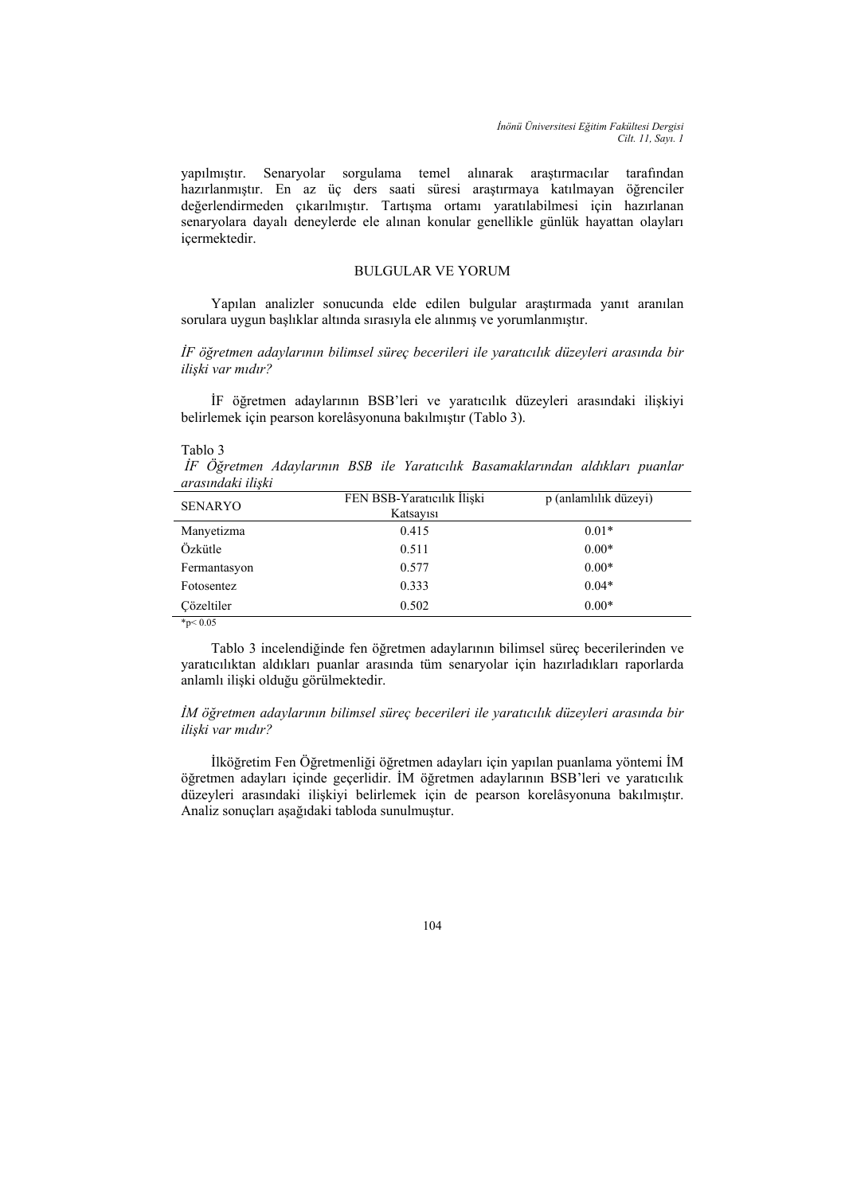yapılmıştır. Senaryolar sorgulama temel alınarak araştırmacılar tarafından hazırlanmıştır. En az üç ders saati süresi araştırmaya katılmayan öğrenciler değerlendirmeden çıkarılmıştır. Tartışma ortamı yaratılabilmesi için hazırlanan senaryolara dayalı deneylerde ele alınan konular genellikle günlük hayattan olayları içermektedir.

## BULGULAR VE YORUM

Yapılan analizler sonucunda elde edilen bulgular araştırmada yanıt aranılan sorulara uygun başlıklar altında sırasıyla ele alınmış ve yorumlanmıştır.

*İF öğretmen adaylarının bilimsel süreç becerileri ile yaratıcılık düzeyleri arasında bir ilişki var mıdır?*

İF öğretmen adaylarının BSB'leri ve yaratıcılık düzeyleri arasındaki ilişkiyi belirlemek için pearson korelâsyonuna bakılmıştır (Tablo 3).

Tablo 3

*İF Öğretmen Adaylarının BSB ile Yaratıcılık Basamaklarından aldıkları puanlar arasındaki ilişki*

| SENARYO | FEN BSB-Yaratıcılık İlişki Katsayısı | p (anlamlılık düzeyi) |
|---|---|---|
| Manyetizma | 0.415 | 0.01* |
| Özkütle | 0.511 | 0.00* |
| Fermantasyon | 0.577 | 0.00* |
| Fotosentez | 0.333 | 0.04* |
| Çözeltiler | 0.502 | 0.00* |

*$p< 0.05$

Tablo 3 incelendiğinde fen öğretmen adaylarının bilimsel süreç becerilerinden ve yaratıcılıktan aldıkları puanlar arasında tüm senaryolar için hazırladıkları raporlarda anlamlı ilişki olduğu görülmektedir.

*İM öğretmen adaylarının bilimsel süreç becerileri ile yaratıcılık düzeyleri arasında bir ilişki var mıdır?*

İlköğretim Fen Öğretmenliği öğretmen adayları için yapılan puanlama yöntemi İM öğretmen adayları içinde geçerlidir. İM öğretmen adaylarının BSB'leri ve yaratıcılık düzeyleri arasındaki ilişkiyi belirlemek için de pearson korelâsyonuna bakılmıştır. Analiz sonuçları aşağıdaki tabloda sunulmuştur.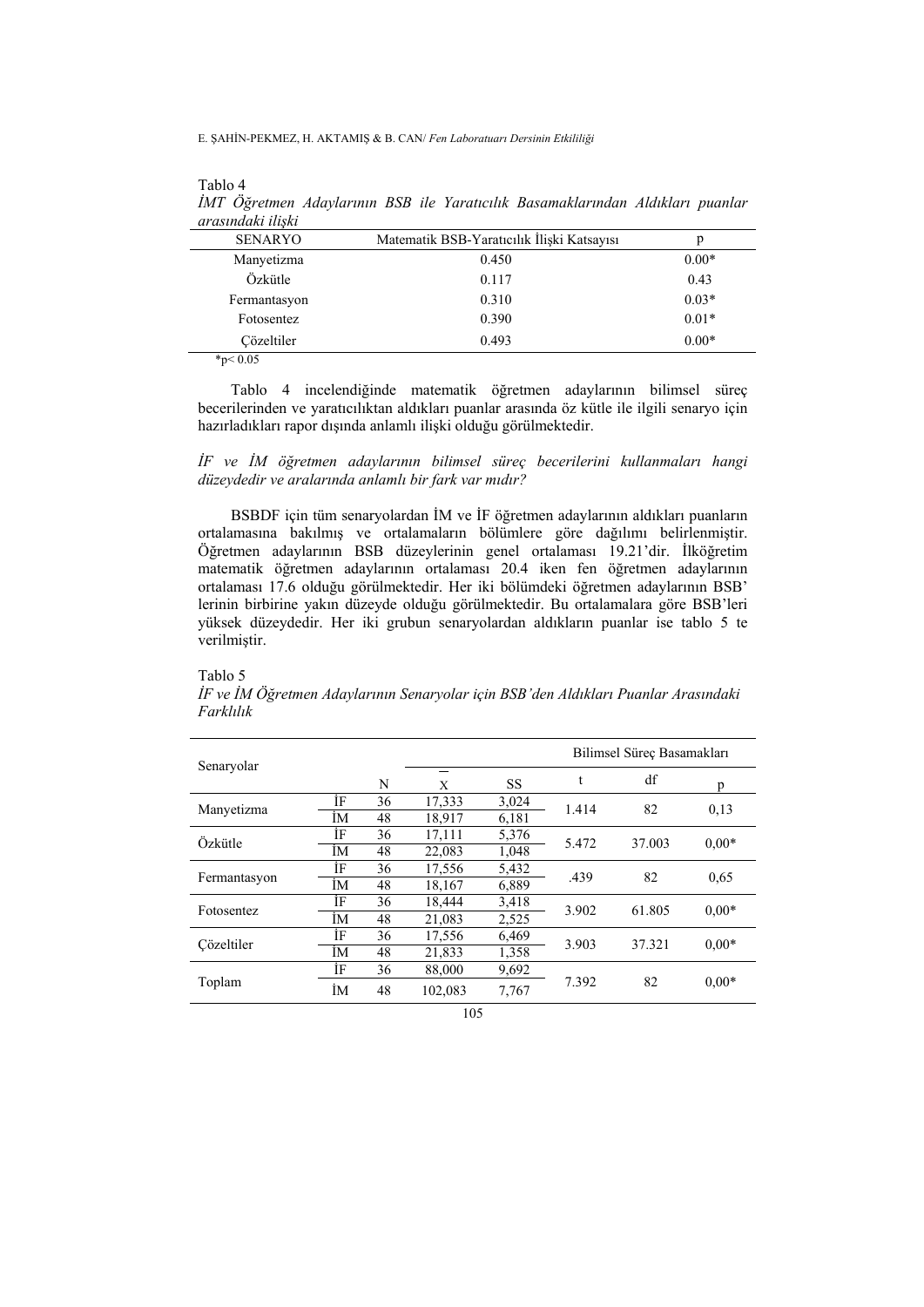Tablo 4

*İMT Öğretmen Adaylarının BSB ile Yaratıcılık Basamaklarından Aldıkları puanlar arasındaki ilişki*

| SENARYO | Matematik BSB-Yaratıcılık İlişki Katsayısı | p |
|---|---|---|
| Manyetizma | 0.450 | 0.00* |
| Özkütle | 0.117 | 0.43 |
| Fermantasyon | 0.310 | 0.03* |
| Fotosentez | 0.390 | 0.01* |
| Çözeltiler | 0.493 | 0.00* |

*p< 0.05

Tablo 4 incelendiğinde matematik öğretmen adaylarının bilimsel süreç becerilerinden ve yaratıcılıktan aldıkları puanlar arasında öz kütle ile ilgili senaryo için hazırladıkları rapor dışında anlamlı ilişki olduğu görülmektedir.

*İF ve İM öğretmen adaylarının bilimsel süreç becerilerini kullanmaları hangi düzeydedir ve aralarında anlamlı bir fark var mıdır?*

BSBDF için tüm senaryolardan İM ve İF öğretmen adaylarının aldıkları puanların ortalamasına bakılmış ve ortalamaların bölümlere göre dağılımı belirlenmiştir. Öğretmen adaylarının BSB düzeylerinin genel ortalaması 19.21'dir. İlköğretim matematik öğretmen adaylarının ortalaması 20.4 iken fen öğretmen adaylarının ortalaması 17.6 olduğu görülmektedir. Her iki bölümdeki öğretmen adaylarının BSB' lerinin birbirine yakın düzeyde olduğu görülmektedir. Bu ortalamalara göre BSB'leri yüksek düzeydedir. Her iki grubun senaryolardan aldıkların puanlar ise tablo 5 te verilmiştir.

Tablo 5

*İF ve İM Öğretmen Adaylarının Senaryolar için BSB'den Aldıkları Puanlar Arasındaki Farklılık*

| Senaryolar | | N | $\bar{X}$ | SS | Bilimsel Süreç Basamakları t | df | p |
|---|---|---|---|---|---|---|---|
| Manyetizma | İF | 36 | 17,333 | 3,024 | 1.414 | 82 | 0,13 |
| | İM | 48 | 18,917 | 6,181 | | | |
| Özkütle | İF | 36 | 17,111 | 5,376 | 5.472 | 37.003 | 0,00* |
| | İM | 48 | 22,083 | 1,048 | | | |
| Fermantasyon | İF | 36 | 17,556 | 5,432 | .439 | 82 | 0,65 |
| | İM | 48 | 18,167 | 6,889 | | | |
| Fotosentez | İF | 36 | 18,444 | 3,418 | 3.902 | 61.805 | 0,00* |
| | İM | 48 | 21,083 | 2,525 | | | |
| Çözeltiler | İF | 36 | 17,556 | 6,469 | 3.903 | 37.321 | 0,00* |
| | İM | 48 | 21,833 | 1,358 | | | |
| Toplam | İF | 36 | 88,000 | 9,692 | 7.392 | 82 | 0,00* |
| | İM | 48 | 102,083 | 7,767 | | | |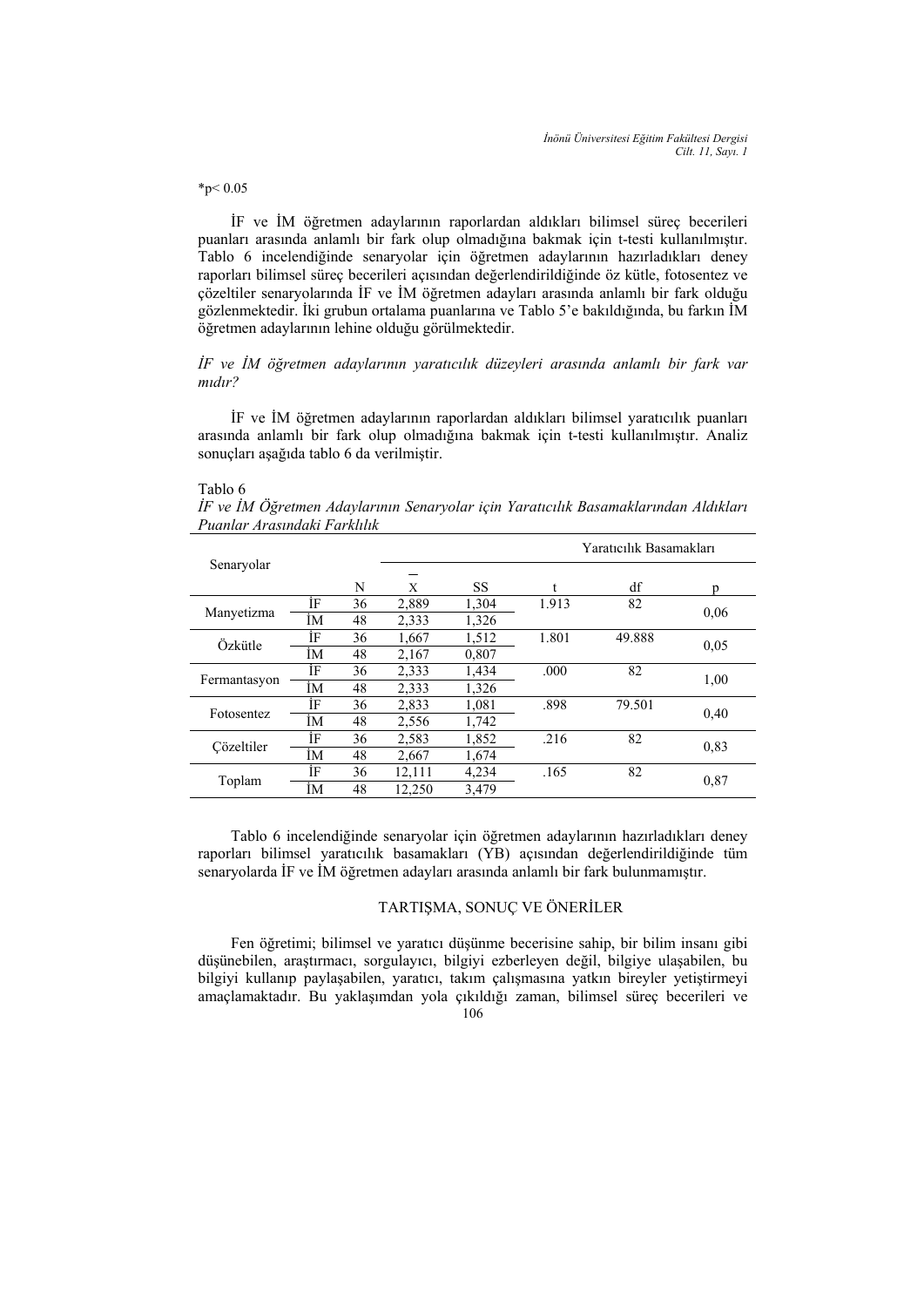*p< 0.05

İF ve İM öğretmen adaylarının raporlardan aldıkları bilimsel süreç becerileri puanları arasında anlamlı bir fark olup olmadığına bakmak için t-testi kullanılmıştır. Tablo 6 incelendiğinde senaryolar için öğretmen adaylarının hazırladıkları deney raporları bilimsel süreç becerileri açısından değerlendirildiğinde öz kütle, fotosentez ve çözeltiler senaryolarında İF ve İM öğretmen adayları arasında anlamlı bir fark olduğu gözlenmektedir. İki grubun ortalama puanlarına ve Tablo 5'e bakıldığında, bu farkın İM öğretmen adaylarının lehine olduğu görülmektedir.

*İF ve İM öğretmen adaylarının yaratıcılık düzeyleri arasında anlamlı bir fark var mıdır?*

İF ve İM öğretmen adaylarının raporlardan aldıkları bilimsel yaratıcılık puanları arasında anlamlı bir fark olup olmadığına bakmak için t-testi kullanılmıştır. Analiz sonuçları aşağıda tablo 6 da verilmiştir.

Tablo 6
*İF ve İM Öğretmen Adaylarının Senaryolar için Yaratıcılık Basamaklarından Aldıkları Puanlar Arasındaki Farklılık*

| Senaryolar | | | Yaratıcılık Basamakları | | | | |
|---|---|---|---|---|---|---|---|
| | | N | $\bar{X}$ | SS | t | df | p |
| Manyetizma | İF | 36 | 2,889 | 1,304 | 1.913 | 82 | 0,06 |
| | İM | 48 | 2,333 | 1,326 | | | |
| Özkütle | İF | 36 | 1,667 | 1,512 | 1.801 | 49.888 | 0,05 |
| | İM | 48 | 2,167 | 0,807 | | | |
| Fermantasyon | İF | 36 | 2,333 | 1,434 | .000 | 82 | 1,00 |
| | İM | 48 | 2,333 | 1,326 | | | |
| Fotosentez | İF | 36 | 2,833 | 1,081 | .898 | 79.501 | 0,40 |
| | İM | 48 | 2,556 | 1,742 | | | |
| Çözeltiler | İF | 36 | 2,583 | 1,852 | .216 | 82 | 0,83 |
| | İM | 48 | 2,667 | 1,674 | | | |
| Toplam | İF | 36 | 12,111 | 4,234 | .165 | 82 | 0,87 |
| | İM | 48 | 12,250 | 3,479 | | | |

Tablo 6 incelendiğinde senaryolar için öğretmen adaylarının hazırladıkları deney raporları bilimsel yaratıcılık basamakları (YB) açısından değerlendirildiğinde tüm senaryolarda İF ve İM öğretmen adayları arasında anlamlı bir fark bulunmamıştır.

## TARTIŞMA, SONUÇ VE ÖNERİLER

Fen öğretimi; bilimsel ve yaratıcı düşünme becerisine sahip, bir bilim insanı gibi düşünebilen, araştırmacı, sorgulayıcı, bilgiyi ezberleyen değil, bilgiye ulaşabilen, bu bilgiyi kullanıp paylaşabilen, yaratıcı, takım çalışmasına yatkın bireyler yetiştirmeyi amaçlamaktadır. Bu yaklaşımdan yola çıkıldığı zaman, bilimsel süreç becerileri ve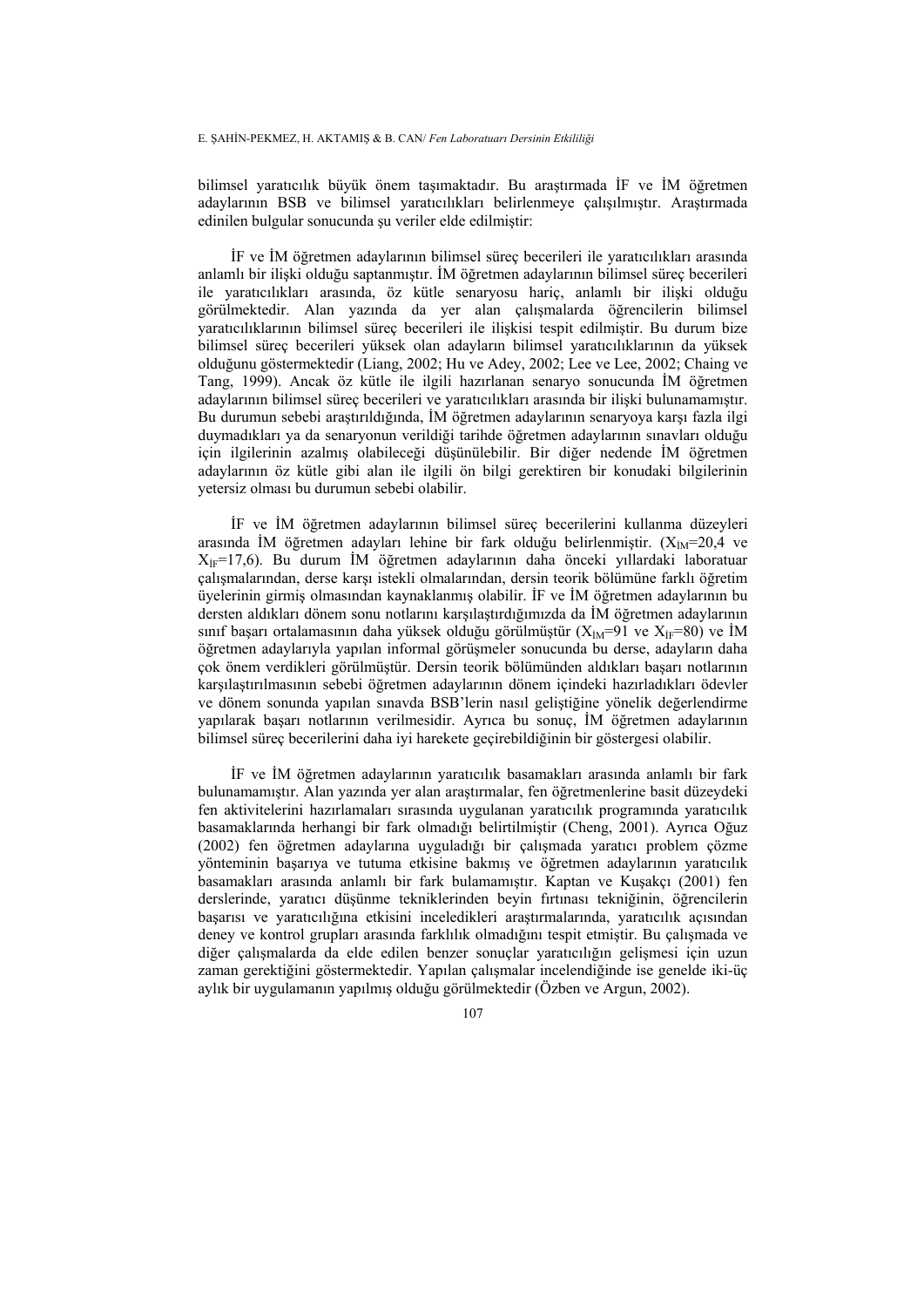bilimsel yaratıcılık büyük önem taşımaktadır. Bu araştırmada İF ve İM öğretmen adaylarının BSB ve bilimsel yaratıcılıkları belirlenmeye çalışılmıştır. Araştırmada edinilen bulgular sonucunda şu veriler elde edilmiştir:

İF ve İM öğretmen adaylarının bilimsel süreç becerileri ile yaratıcılıkları arasında anlamlı bir ilişki olduğu saptanmıştır. İM öğretmen adaylarının bilimsel süreç becerileri ile yaratıcılıkları arasında, öz kütle senaryosu hariç, anlamlı bir ilişki olduğu görülmektedir. Alan yazında da yer alan çalışmalarda öğrencilerin bilimsel yaratıcılıklarının bilimsel süreç becerileri ile ilişkisi tespit edilmiştir. Bu durum bize bilimsel süreç becerileri yüksek olan adayların bilimsel yaratıcılıklarının da yüksek olduğunu göstermektedir (Liang, 2002; Hu ve Adey, 2002; Lee ve Lee, 2002; Chaing ve Tang, 1999). Ancak öz kütle ile ilgili hazırlanan senaryo sonucunda İM öğretmen adaylarının bilimsel süreç becerileri ve yaratıcılıkları arasında bir ilişki bulunamamıştır. Bu durumun sebebi araştırıldığında, İM öğretmen adaylarının senaryoya karşı fazla ilgi duymadıkları ya da senaryonun verildiği tarihde öğretmen adaylarının sınavları olduğu için ilgilerinin azalmış olabileceği düşünülebilir. Bir diğer nedende İM öğretmen adaylarının öz kütle gibi alan ile ilgili ön bilgi gerektiren bir konudaki bilgilerinin yetersiz olması bu durumun sebebi olabilir.

İF ve İM öğretmen adaylarının bilimsel süreç becerilerini kullanma düzeyleri arasında İM öğretmen adayları lehine bir fark olduğu belirlenmiştir. ($X_{İM}$=20,4 ve $X_{İF}$=17,6). Bu durum İM öğretmen adaylarının daha önceki yıllardaki laboratuar çalışmalarından, derse karşı istekli olmalarından, dersin teorik bölümüne farklı öğretim üyelerinin girmiş olmasından kaynaklanmış olabilir. İF ve İM öğretmen adaylarının bu dersten aldıkları dönem sonu notlarını karşılaştırdığımızda da İM öğretmen adaylarının sınıf başarı ortalamasının daha yüksek olduğu görülmüştür ($X_{İM}$=91 ve $X_{İF}$=80) ve İM öğretmen adaylarıyla yapılan informal görüşmeler sonucunda bu derse, adayların daha çok önem verdikleri görülmüştür. Dersin teorik bölümünden aldıkları başarı notlarının karşılaştırılmasının sebebi öğretmen adaylarının dönem içindeki hazırladıkları ödevler ve dönem sonunda yapılan sınavda BSB'lerin nasıl geliştiğine yönelik değerlendirme yapılarak başarı notlarının verilmesidir. Ayrıca bu sonuç, İM öğretmen adaylarının bilimsel süreç becerilerini daha iyi harekete geçirebildiğinin bir göstergesi olabilir.

İF ve İM öğretmen adaylarının yaratıcılık basamakları arasında anlamlı bir fark bulunamamıştır. Alan yazında yer alan araştırmalar, fen öğretmenlerine basit düzeydeki fen aktivitelerini hazırlamaları sırasında uygulanan yaratıcılık programında yaratıcılık basamaklarında herhangi bir fark olmadığı belirtilmiştir (Cheng, 2001). Ayrıca Oğuz (2002) fen öğretmen adaylarına uyguladığı bir çalışmada yaratıcı problem çözme yönteminin başarıya ve tutuma etkisine bakmış ve öğretmen adaylarının yaratıcılık basamakları arasında anlamlı bir fark bulamamıştır. Kaptan ve Kuşakçı (2001) fen derslerinde, yaratıcı düşünme tekniklerinden beyin fırtınası tekniğinin, öğrencilerin başarısı ve yaratıcılığına etkisini inceledikleri araştırmalarında, yaratıcılık açısından deney ve kontrol grupları arasında farklılık olmadığını tespit etmiştir. Bu çalışmada ve diğer çalışmalarda da elde edilen benzer sonuçlar yaratıcılığın gelişmesi için uzun zaman gerektiğini göstermektedir. Yapılan çalışmalar incelendiğinde ise genelde iki-üç aylık bir uygulamanın yapılmış olduğu görülmektedir (Özben ve Argun, 2002).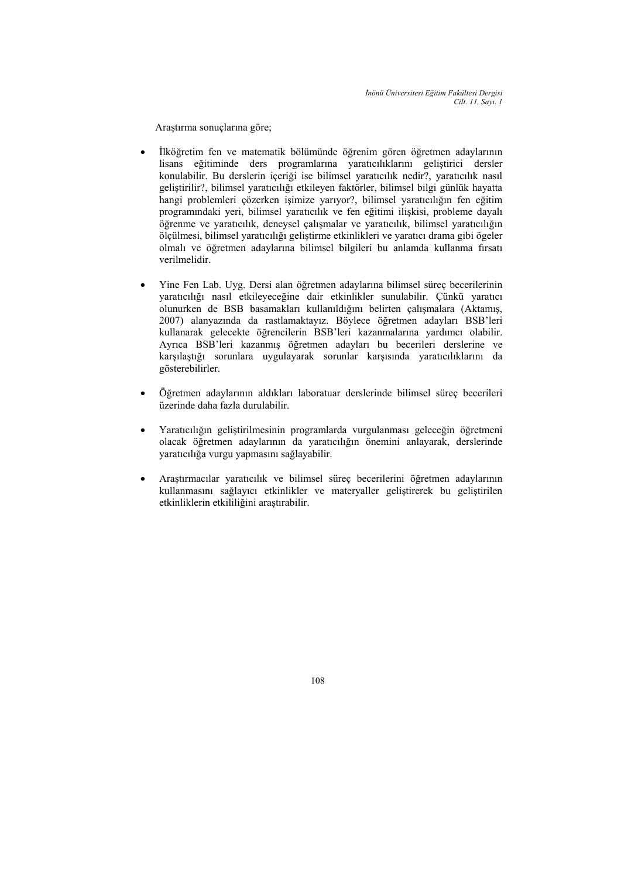Araştırma sonuçlarına göre;

- İlköğretim fen ve matematik bölümünde öğrenim gören öğretmen adaylarının lisans eğitiminde ders programlarına yaratıcılıklarını geliştirici dersler konulabilir. Bu derslerin içeriği ise bilimsel yaratıcılık nedir?, yaratıcılık nasıl geliştirilir?, bilimsel yaratıcılığı etkileyen faktörler, bilimsel bilgi günlük hayatta hangi problemleri çözerken işimize yarıyor?, bilimsel yaratıcılığın fen eğitim programındaki yeri, bilimsel yaratıcılık ve fen eğitimi ilişkisi, probleme dayalı öğrenme ve yaratıcılık, deneysel çalışmalar ve yaratıcılık, bilimsel yaratıcılığın ölçülmesi, bilimsel yaratıcılığı geliştirme etkinlikleri ve yaratıcı drama gibi ögeler olmalı ve öğretmen adaylarına bilimsel bilgileri bu anlamda kullanma fırsatı verilmelidir.

- Yine Fen Lab. Uyg. Dersi alan öğretmen adaylarına bilimsel süreç becerilerinin yaratıcılığı nasıl etkileyeceğine dair etkinlikler sunulabilir. Çünkü yaratıcı olunurken de BSB basamakları kullanıldığını belirten çalışmalara (Aktamış, 2007) alanyazında da rastlamaktayız. Böylece öğretmen adayları BSB'leri kullanarak gelecekte öğrencilerin BSB'leri kazanmalarına yardımcı olabilir. Ayrıca BSB'leri kazanmış öğretmen adayları bu becerileri derslerine ve karşılaştığı sorunlara uygulayarak sorunlar karşısında yaratıcılıklarını da gösterebilirler.

- Öğretmen adaylarının aldıkları laboratuar derslerinde bilimsel süreç becerileri üzerinde daha fazla durulabilir.

- Yaratıcılığın geliştirilmesinin programlarda vurgulanması geleceğin öğretmeni olacak öğretmen adaylarının da yaratıcılığın önemini anlayarak, derslerinde yaratıcılığa vurgu yapmasını sağlayabilir.

- Araştırmacılar yaratıcılık ve bilimsel süreç becerilerini öğretmen adaylarının kullanmasını sağlayıcı etkinlikler ve materyaller geliştirerek bu geliştirilen etkinliklerin etkililiğini araştırabilir.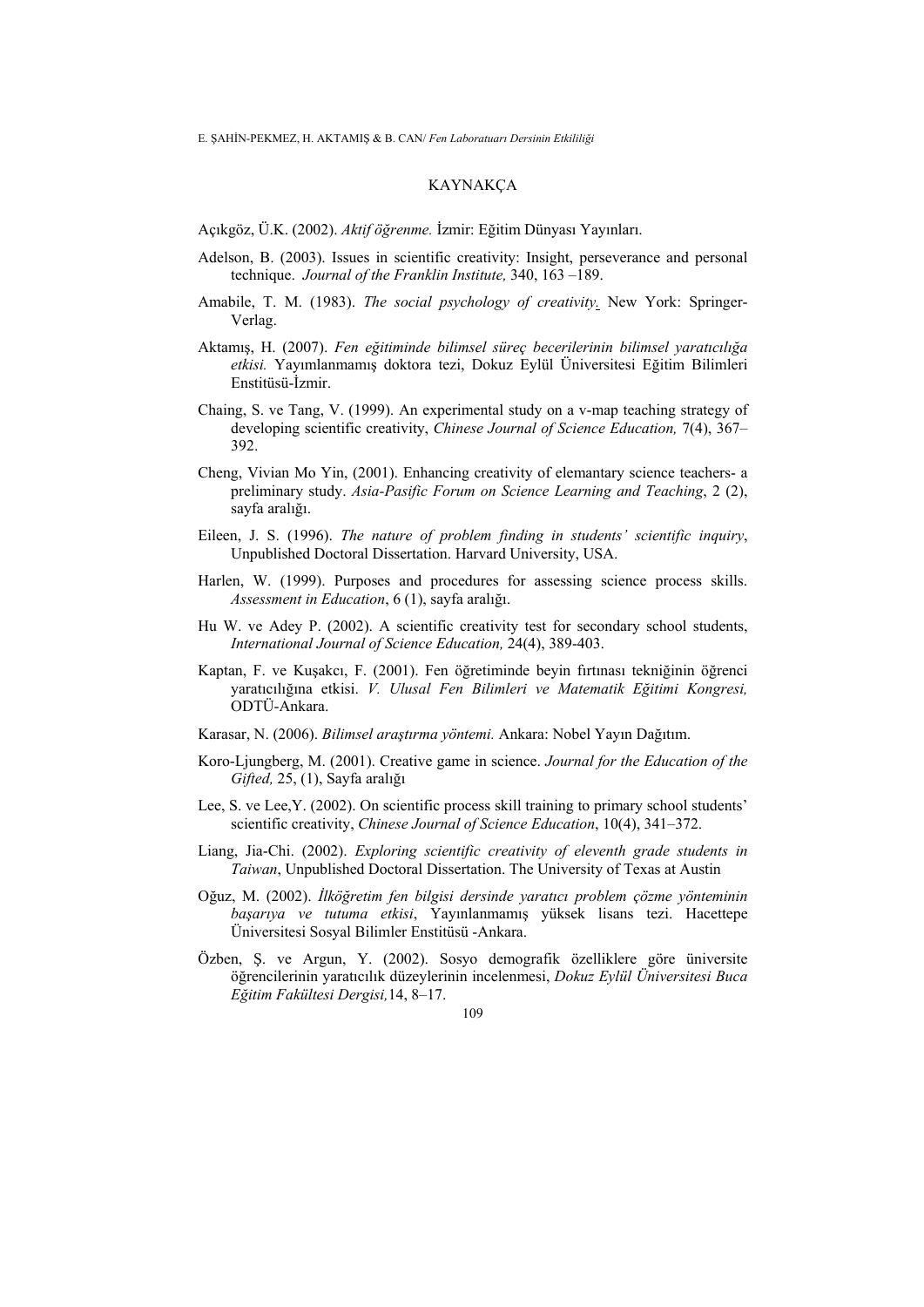## KAYNAKÇA

Açıkgöz, Ü.K. (2002). *Aktif öğrenme.* İzmir: Eğitim Dünyası Yayınları.

Adelson, B. (2003). Issues in scientific creativity: Insight, perseverance and personal technique. *Journal of the Franklin Institute,* 340, 163 –189.

Amabile, T. M. (1983). *The social psychology of creativity.* New York: Springer-Verlag.

Aktamış, H. (2007). *Fen eğitiminde bilimsel süreç becerilerinin bilimsel yaratıcılığa etkisi.* Yayımlanmamış doktora tezi, Dokuz Eylül Üniversitesi Eğitim Bilimleri Enstitüsü-İzmir.

Chaing, S. ve Tang, V. (1999). An experimental study on a v-map teaching strategy of developing scientific creativity, *Chinese Journal of Science Education,* 7(4), 367–392.

Cheng, Vivian Mo Yin, (2001). Enhancing creativity of elemantary science teachers- a preliminary study. *Asia-Pasific Forum on Science Learning and Teaching*, 2 (2), sayfa aralığı.

Eileen, J. S. (1996). *The nature of problem finding in students' scientific inquiry*, Unpublished Doctoral Dissertation. Harvard University, USA.

Harlen, W. (1999). Purposes and procedures for assessing science process skills. *Assessment in Education*, 6 (1), sayfa aralığı.

Hu W. ve Adey P. (2002). A scientific creativity test for secondary school students, *International Journal of Science Education,* 24(4), 389-403.

Kaptan, F. ve Kuşakcı, F. (2001). Fen öğretiminde beyin fırtınası tekniğinin öğrenci yaratıcılığına etkisi. *V. Ulusal Fen Bilimleri ve Matematik Eğitimi Kongresi,* ODTÜ-Ankara.

Karasar, N. (2006). *Bilimsel araştırma yöntemi.* Ankara: Nobel Yayın Dağıtım.

Koro-Ljungberg, M. (2001). Creative game in science. *Journal for the Education of the Gifted,* 25, (1), Sayfa aralığı

Lee, S. ve Lee,Y. (2002). On scientific process skill training to primary school students' scientific creativity, *Chinese Journal of Science Education*, 10(4), 341–372.

Liang, Jia-Chi. (2002). *Exploring scientific creativity of eleventh grade students in Taiwan*, Unpublished Doctoral Dissertation. The University of Texas at Austin

Oğuz, M. (2002). *İlköğretim fen bilgisi dersinde yaratıcı problem çözme yönteminin başarıya ve tutuma etkisi*, Yayınlanmamış yüksek lisans tezi. Hacettepe Üniversitesi Sosyal Bilimler Enstitüsü -Ankara.

Özben, Ş. ve Argun, Y. (2002). Sosyo demografik özelliklere göre üniversite öğrencilerinin yaratıcılık düzeylerinin incelenmesi, *Dokuz Eylül Üniversitesi Buca Eğitim Fakültesi Dergisi,*14, 8–17.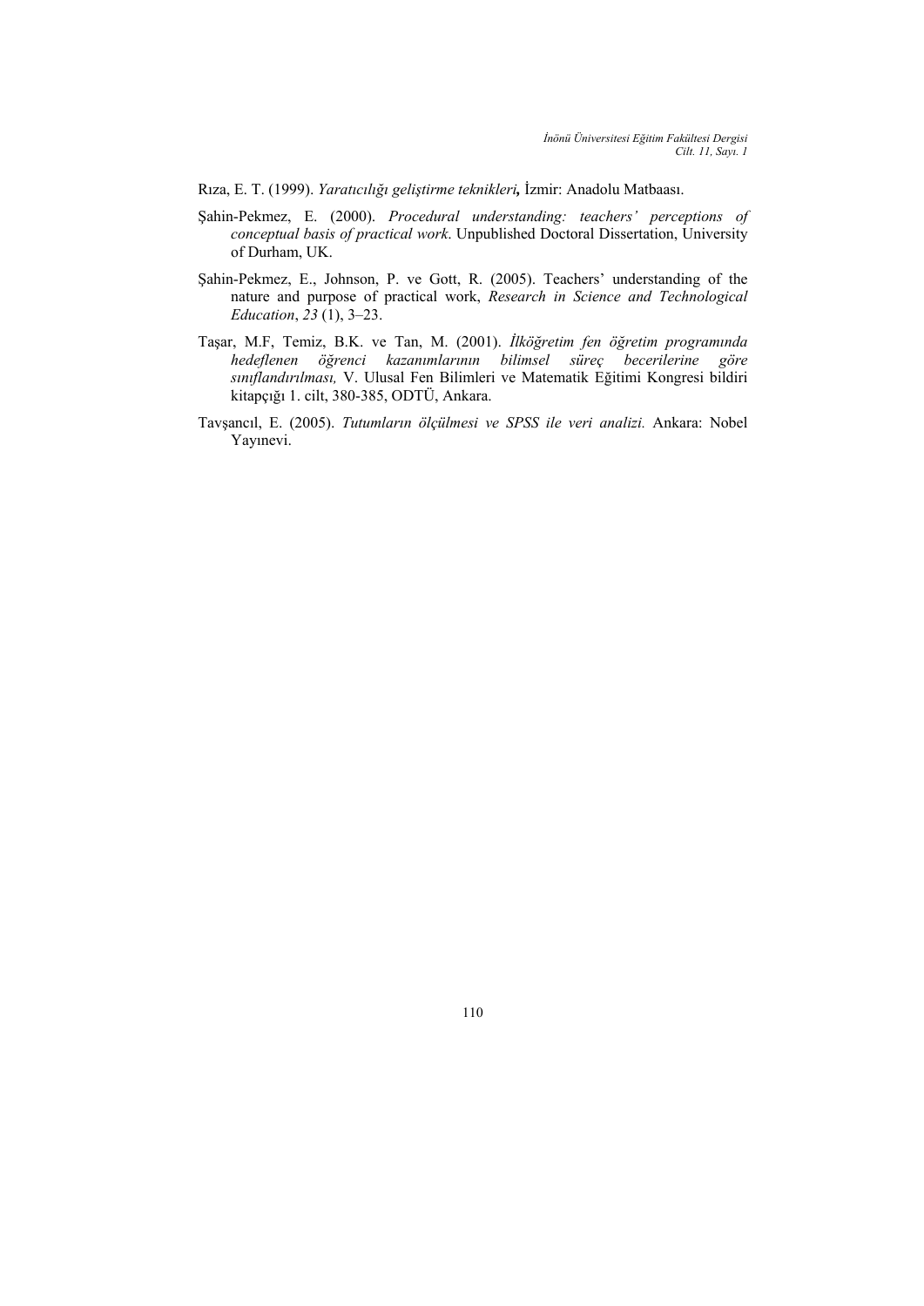Rıza, E. T. (1999). *Yaratıcılığı geliştirme teknikleri,* İzmir: Anadolu Matbaası.

Şahin-Pekmez, E. (2000). *Procedural understanding: teachers' perceptions of conceptual basis of practical work*. Unpublished Doctoral Dissertation, University of Durham, UK.

Şahin-Pekmez, E., Johnson, P. ve Gott, R. (2005). Teachers' understanding of the nature and purpose of practical work, *Research in Science and Technological Education*, *23* (1), 3–23.

Taşar, M.F, Temiz, B.K. ve Tan, M. (2001). *İlköğretim fen öğretim programında hedeflenen öğrenci kazanımlarının bilimsel süreç becerilerine göre sınıflandırılması,* V. Ulusal Fen Bilimleri ve Matematik Eğitimi Kongresi bildiri kitapçığı 1. cilt, 380-385, ODTÜ, Ankara.

Tavşancıl, E. (2005). *Tutumların ölçülmesi ve SPSS ile veri analizi.* Ankara: Nobel Yayınevi.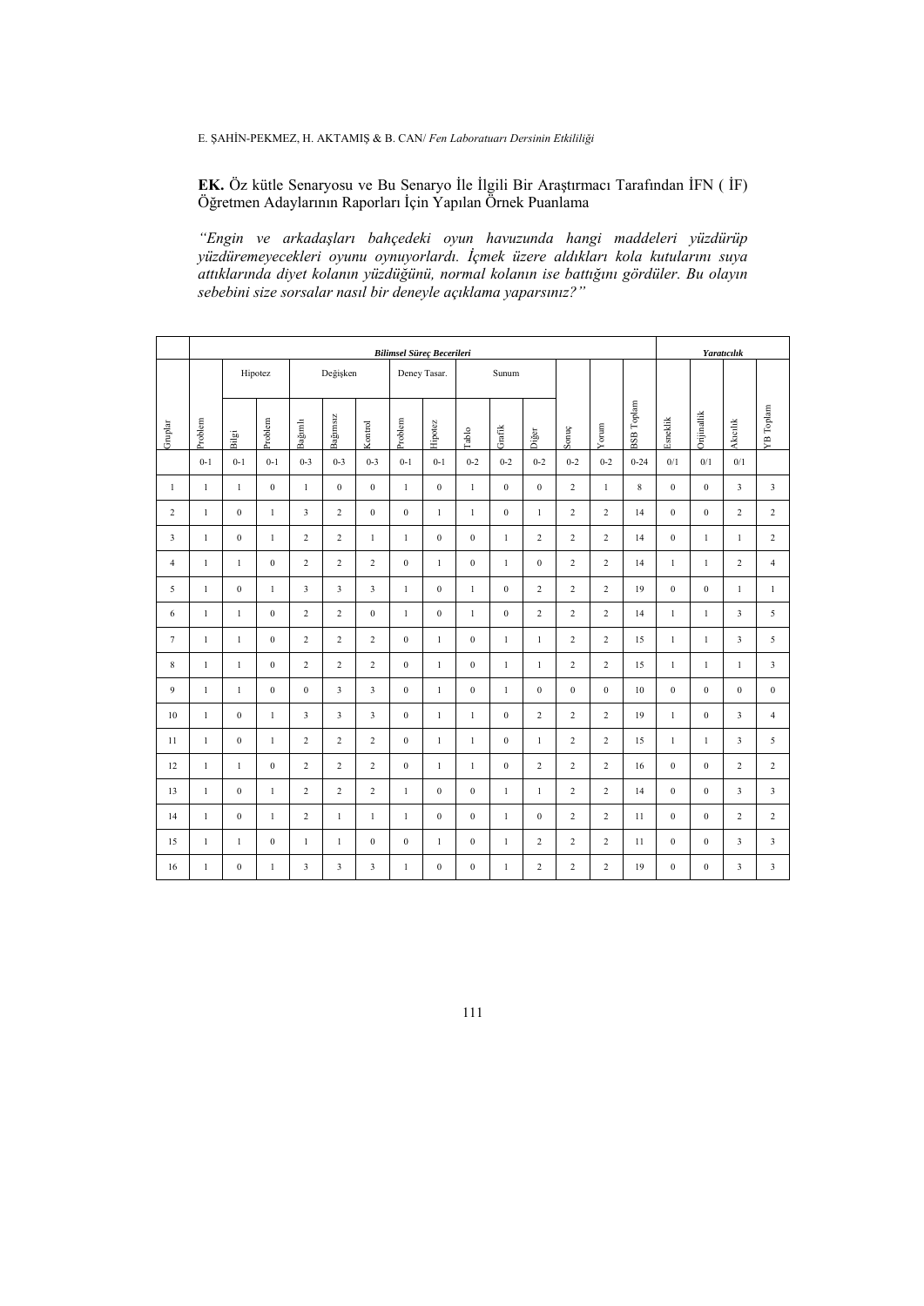**EK.** Öz kütle Senaryosu ve Bu Senaryo İle İlgili Bir Araştırmacı Tarafından İFN ( İF) Öğretmen Adaylarının Raporları İçin Yapılan Örnek Puanlama

*"Engin ve arkadaşları bahçedeki oyun havuzunda hangi maddeleri yüzdürüp yüzdüremeyecekleri oyunu oynuyorlardı. İçmek üzere aldıkları kola kutularını suya attıklarında diyet kolanın yüzdüğünü, normal kolanın ise battığını gördüler. Bu olayın sebebini size sorsalar nasıl bir deneyle açıklama yaparsınız?"*

| | ***Bilimsel Süreç Becerileri*** | | | | | | | | | | | | | | | ***Yaratıcılık*** | | | |
|---|---|---|---|---|---|---|---|---|---|---|---|---|---|---|---|---|---|---|---|
| | | Hipotez | | Değişken | | | Deney Tasar. | | Sunum | | | | | | | | | | |
| Gruplar | Problem | Bilgi | Problem | Bağımlı | Bağımsız | Kontrol | Problem | Hipotez | Tablo | Grafik | Diğer | Sonuç | Yorum | BSB Toplam | Esneklik | Orijinallik | Akıcılık | YB Toplam |
| | 0-1 | 0-1 | 0-1 | 0-3 | 0-3 | 0-3 | 0-1 | 0-1 | 0-2 | 0-2 | 0-2 | 0-2 | 0-2 | 0-24 | 0/1 | 0/1 | 0/1 | |
| 1 | 1 | 1 | 0 | 1 | 0 | 0 | 1 | 0 | 1 | 0 | 0 | 2 | 1 | 8 | 0 | 0 | 3 | 3 |
| 2 | 1 | 0 | 1 | 3 | 2 | 0 | 0 | 1 | 1 | 0 | 1 | 2 | 2 | 14 | 0 | 0 | 2 | 2 |
| 3 | 1 | 0 | 1 | 2 | 2 | 1 | 1 | 0 | 0 | 1 | 2 | 2 | 2 | 14 | 0 | 1 | 1 | 2 |
| 4 | 1 | 1 | 0 | 2 | 2 | 2 | 0 | 1 | 0 | 1 | 0 | 2 | 2 | 14 | 1 | 1 | 2 | 4 |
| 5 | 1 | 0 | 1 | 3 | 3 | 3 | 1 | 0 | 1 | 0 | 2 | 2 | 2 | 19 | 0 | 0 | 1 | 1 |
| 6 | 1 | 1 | 0 | 2 | 2 | 0 | 1 | 0 | 1 | 0 | 2 | 2 | 2 | 14 | 1 | 1 | 3 | 5 |
| 7 | 1 | 1 | 0 | 2 | 2 | 2 | 0 | 1 | 0 | 1 | 1 | 2 | 2 | 15 | 1 | 1 | 3 | 5 |
| 8 | 1 | 1 | 0 | 2 | 2 | 2 | 0 | 1 | 0 | 1 | 1 | 2 | 2 | 15 | 1 | 1 | 1 | 3 |
| 9 | 1 | 1 | 0 | 0 | 3 | 3 | 0 | 1 | 0 | 1 | 0 | 0 | 0 | 10 | 0 | 0 | 0 | 0 |
| 10 | 1 | 0 | 1 | 3 | 3 | 3 | 0 | 1 | 1 | 0 | 2 | 2 | 2 | 19 | 1 | 0 | 3 | 4 |
| 11 | 1 | 0 | 1 | 2 | 2 | 2 | 0 | 1 | 1 | 0 | 1 | 2 | 2 | 15 | 1 | 1 | 3 | 5 |
| 12 | 1 | 1 | 0 | 2 | 2 | 2 | 0 | 1 | 1 | 0 | 2 | 2 | 2 | 16 | 0 | 0 | 2 | 2 |
| 13 | 1 | 0 | 1 | 2 | 2 | 2 | 1 | 0 | 0 | 1 | 1 | 2 | 2 | 14 | 0 | 0 | 3 | 3 |
| 14 | 1 | 0 | 1 | 2 | 1 | 1 | 1 | 0 | 0 | 1 | 0 | 2 | 2 | 11 | 0 | 0 | 2 | 2 |
| 15 | 1 | 1 | 0 | 1 | 1 | 0 | 0 | 1 | 0 | 1 | 2 | 2 | 2 | 11 | 0 | 0 | 3 | 3 |
| 16 | 1 | 0 | 1 | 3 | 3 | 3 | 1 | 0 | 0 | 1 | 2 | 2 | 2 | 19 | 0 | 0 | 3 | 3 |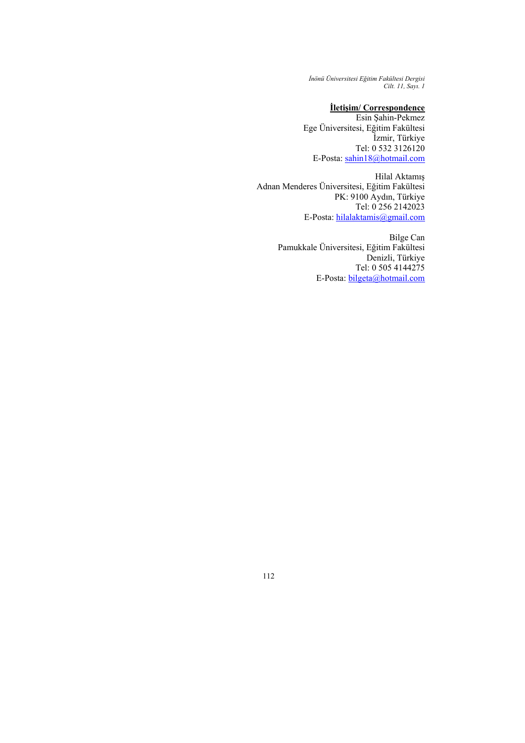**İletişim/ Correspondence**

Esin Şahin-Pekmez
Ege Üniversitesi, Eğitim Fakültesi
İzmir, Türkiye
Tel: 0 532 3126120
E-Posta: sahin18@hotmail.com

Hilal Aktamış
Adnan Menderes Üniversitesi, Eğitim Fakültesi
PK: 9100 Aydın, Türkiye
Tel: 0 256 2142023
E-Posta: hilalaktamis@gmail.com

Bilge Can
Pamukkale Üniversitesi, Eğitim Fakültesi
Denizli, Türkiye
Tel: 0 505 4144275
E-Posta: bilgeta@hotmail.com